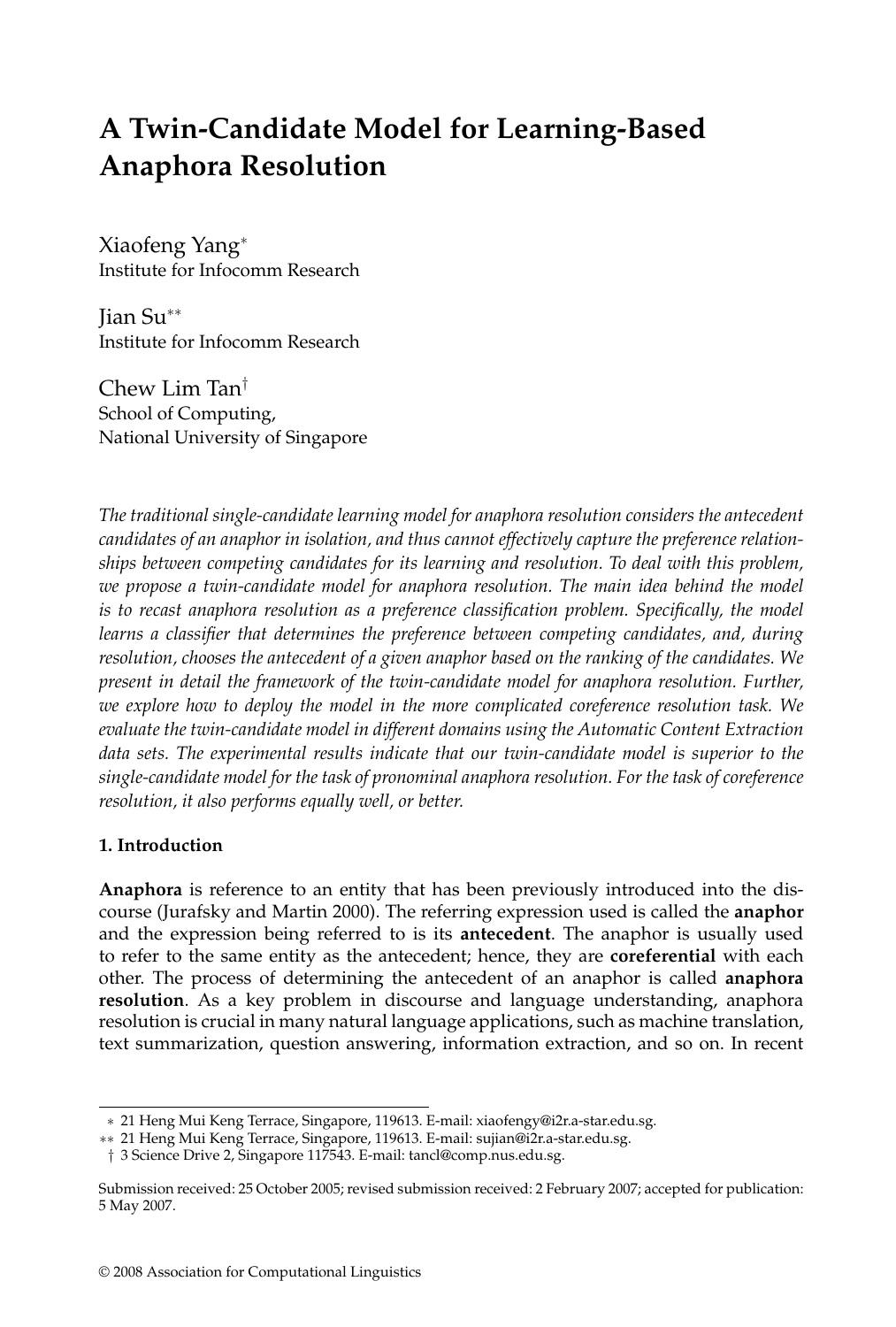# A Twin-Candidate Model for Learning-Based Anaphora Resolution

Xiaofeng Yang*
Institute for Infocomm Research

Jian Su**
Institute for Infocomm Research

Chew Lim Tan†
School of Computing,
National University of Singapore

*The traditional single-candidate learning model for anaphora resolution considers the antecedent candidates of an anaphor in isolation, and thus cannot effectively capture the preference relationships between competing candidates for its learning and resolution. To deal with this problem, we propose a twin-candidate model for anaphora resolution. The main idea behind the model is to recast anaphora resolution as a preference classification problem. Specifically, the model learns a classifier that determines the preference between competing candidates, and, during resolution, chooses the antecedent of a given anaphor based on the ranking of the candidates. We present in detail the framework of the twin-candidate model for anaphora resolution. Further, we explore how to deploy the model in the more complicated coreference resolution task. We evaluate the twin-candidate model in different domains using the Automatic Content Extraction data sets. The experimental results indicate that our twin-candidate model is superior to the single-candidate model for the task of pronominal anaphora resolution. For the task of coreference resolution, it also performs equally well, or better.*

## 1. Introduction

**Anaphora** is reference to an entity that has been previously introduced into the discourse (Jurafsky and Martin 2000). The referring expression used is called the **anaphor** and the expression being referred to is its **antecedent**. The anaphor is usually used to refer to the same entity as the antecedent; hence, they are **coreferential** with each other. The process of determining the antecedent of an anaphor is called **anaphora resolution**. As a key problem in discourse and language understanding, anaphora resolution is crucial in many natural language applications, such as machine translation, text summarization, question answering, information extraction, and so on. In recent

---

* 21 Heng Mui Keng Terrace, Singapore, 119613. E-mail: xiaofengy@i2r.a-star.edu.sg.
** 21 Heng Mui Keng Terrace, Singapore, 119613. E-mail: sujian@i2r.a-star.edu.sg.
† 3 Science Drive 2, Singapore 117543. E-mail: tancl@comp.nus.edu.sg.

Submission received: 25 October 2005; revised submission received: 2 February 2007; accepted for publication: 5 May 2007.

© 2008 Association for Computational Linguistics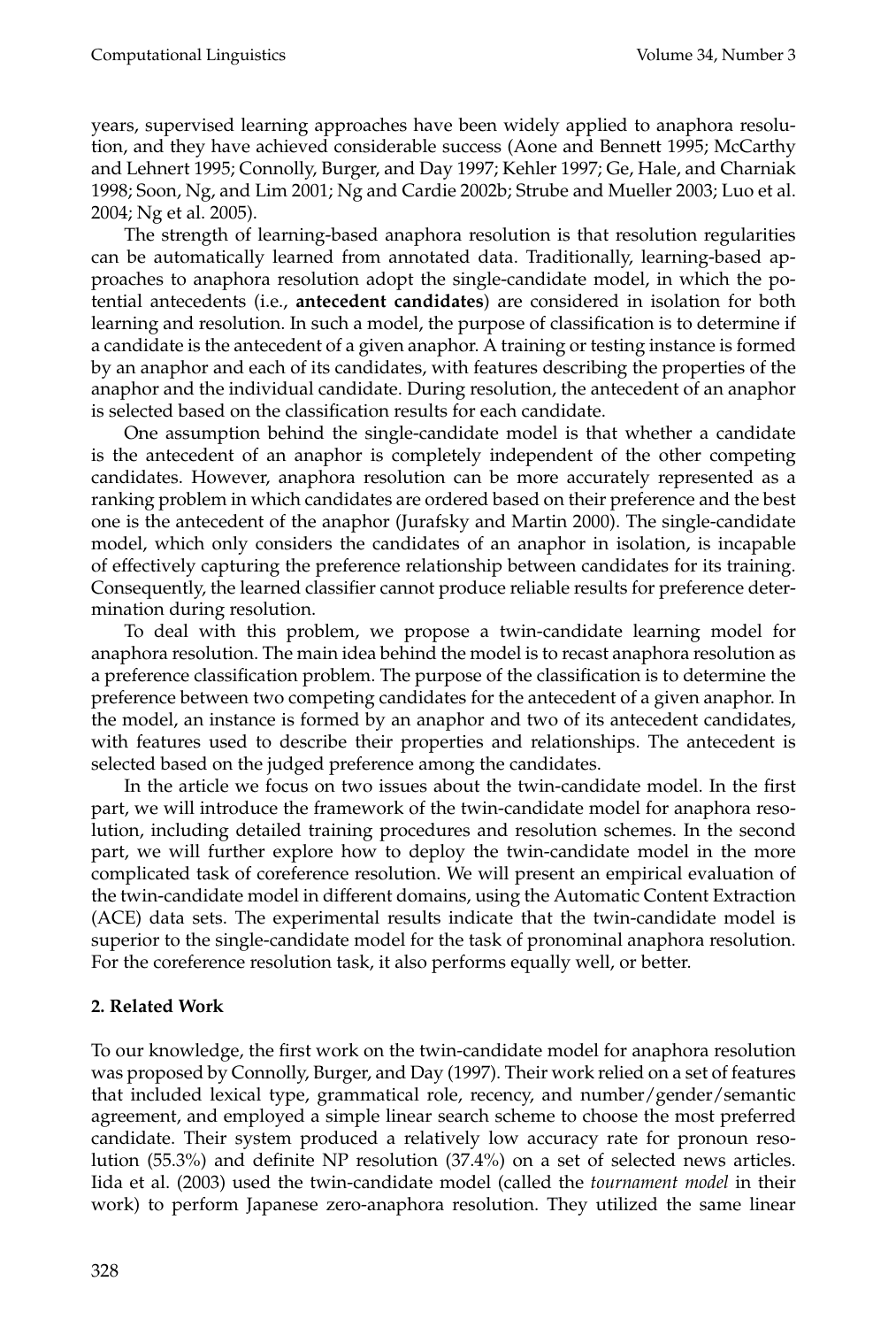years, supervised learning approaches have been widely applied to anaphora resolution, and they have achieved considerable success (Aone and Bennett 1995; McCarthy and Lehnert 1995; Connolly, Burger, and Day 1997; Kehler 1997; Ge, Hale, and Charniak 1998; Soon, Ng, and Lim 2001; Ng and Cardie 2002b; Strube and Mueller 2003; Luo et al. 2004; Ng et al. 2005).

The strength of learning-based anaphora resolution is that resolution regularities can be automatically learned from annotated data. Traditionally, learning-based approaches to anaphora resolution adopt the single-candidate model, in which the potential antecedents (i.e., **antecedent candidates**) are considered in isolation for both learning and resolution. In such a model, the purpose of classification is to determine if a candidate is the antecedent of a given anaphor. A training or testing instance is formed by an anaphor and each of its candidates, with features describing the properties of the anaphor and the individual candidate. During resolution, the antecedent of an anaphor is selected based on the classification results for each candidate.

One assumption behind the single-candidate model is that whether a candidate is the antecedent of an anaphor is completely independent of the other competing candidates. However, anaphora resolution can be more accurately represented as a ranking problem in which candidates are ordered based on their preference and the best one is the antecedent of the anaphor (Jurafsky and Martin 2000). The single-candidate model, which only considers the candidates of an anaphor in isolation, is incapable of effectively capturing the preference relationship between candidates for its training. Consequently, the learned classifier cannot produce reliable results for preference determination during resolution.

To deal with this problem, we propose a twin-candidate learning model for anaphora resolution. The main idea behind the model is to recast anaphora resolution as a preference classification problem. The purpose of the classification is to determine the preference between two competing candidates for the antecedent of a given anaphor. In the model, an instance is formed by an anaphor and two of its antecedent candidates, with features used to describe their properties and relationships. The antecedent is selected based on the judged preference among the candidates.

In the article we focus on two issues about the twin-candidate model. In the first part, we will introduce the framework of the twin-candidate model for anaphora resolution, including detailed training procedures and resolution schemes. In the second part, we will further explore how to deploy the twin-candidate model in the more complicated task of coreference resolution. We will present an empirical evaluation of the twin-candidate model in different domains, using the Automatic Content Extraction (ACE) data sets. The experimental results indicate that the twin-candidate model is superior to the single-candidate model for the task of pronominal anaphora resolution. For the coreference resolution task, it also performs equally well, or better.

## 2. Related Work

To our knowledge, the first work on the twin-candidate model for anaphora resolution was proposed by Connolly, Burger, and Day (1997). Their work relied on a set of features that included lexical type, grammatical role, recency, and number/gender/semantic agreement, and employed a simple linear search scheme to choose the most preferred candidate. Their system produced a relatively low accuracy rate for pronoun resolution (55.3%) and definite NP resolution (37.4%) on a set of selected news articles. Iida et al. (2003) used the twin-candidate model (called the *tournament model* in their work) to perform Japanese zero-anaphora resolution. They utilized the same linear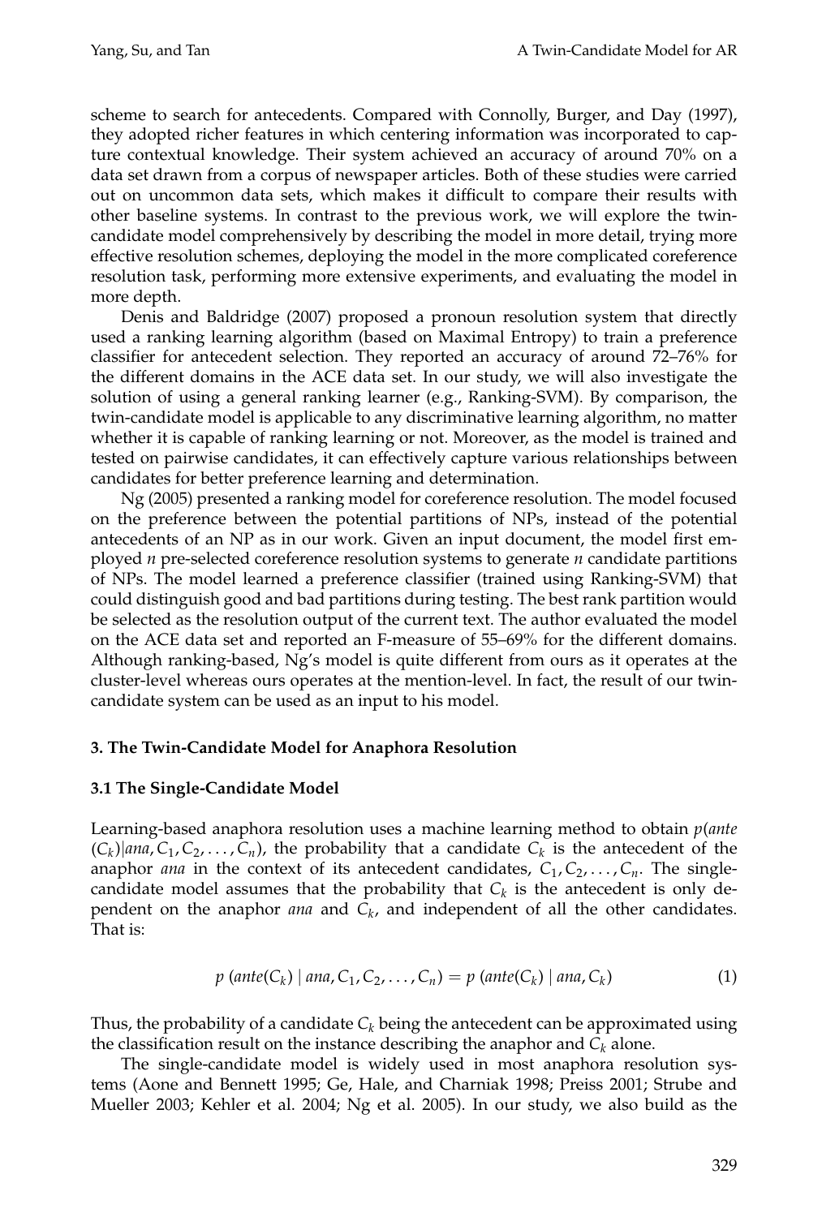scheme to search for antecedents. Compared with Connolly, Burger, and Day (1997), they adopted richer features in which centering information was incorporated to capture contextual knowledge. Their system achieved an accuracy of around 70% on a data set drawn from a corpus of newspaper articles. Both of these studies were carried out on uncommon data sets, which makes it difficult to compare their results with other baseline systems. In contrast to the previous work, we will explore the twin-candidate model comprehensively by describing the model in more detail, trying more effective resolution schemes, deploying the model in the more complicated coreference resolution task, performing more extensive experiments, and evaluating the model in more depth.

Denis and Baldridge (2007) proposed a pronoun resolution system that directly used a ranking learning algorithm (based on Maximal Entropy) to train a preference classifier for antecedent selection. They reported an accuracy of around 72–76% for the different domains in the ACE data set. In our study, we will also investigate the solution of using a general ranking learner (e.g., Ranking-SVM). By comparison, the twin-candidate model is applicable to any discriminative learning algorithm, no matter whether it is capable of ranking learning or not. Moreover, as the model is trained and tested on pairwise candidates, it can effectively capture various relationships between candidates for better preference learning and determination.

Ng (2005) presented a ranking model for coreference resolution. The model focused on the preference between the potential partitions of NPs, instead of the potential antecedents of an NP as in our work. Given an input document, the model first employed *n* pre-selected coreference resolution systems to generate *n* candidate partitions of NPs. The model learned a preference classifier (trained using Ranking-SVM) that could distinguish good and bad partitions during testing. The best rank partition would be selected as the resolution output of the current text. The author evaluated the model on the ACE data set and reported an F-measure of 55–69% for the different domains. Although ranking-based, Ng's model is quite different from ours as it operates at the cluster-level whereas ours operates at the mention-level. In fact, the result of our twin-candidate system can be used as an input to his model.

## 3. The Twin-Candidate Model for Anaphora Resolution

### 3.1 The Single-Candidate Model

Learning-based anaphora resolution uses a machine learning method to obtain $p(ante(C_k)|ana, C_1, C_2, \ldots, C_n)$, the probability that a candidate $C_k$ is the antecedent of the anaphor *ana* in the context of its antecedent candidates, $C_1, C_2, \ldots, C_n$. The single-candidate model assumes that the probability that $C_k$ is the antecedent is only dependent on the anaphor *ana* and $C_k$, and independent of all the other candidates. That is:

$$p\ (ante(C_k) \mid ana, C_1, C_2, \ldots, C_n) = p\ (ante(C_k) \mid ana, C_k) \tag{1}$$

Thus, the probability of a candidate $C_k$ being the antecedent can be approximated using the classification result on the instance describing the anaphor and $C_k$ alone.

The single-candidate model is widely used in most anaphora resolution systems (Aone and Bennett 1995; Ge, Hale, and Charniak 1998; Preiss 2001; Strube and Mueller 2003; Kehler et al. 2004; Ng et al. 2005). In our study, we also build as the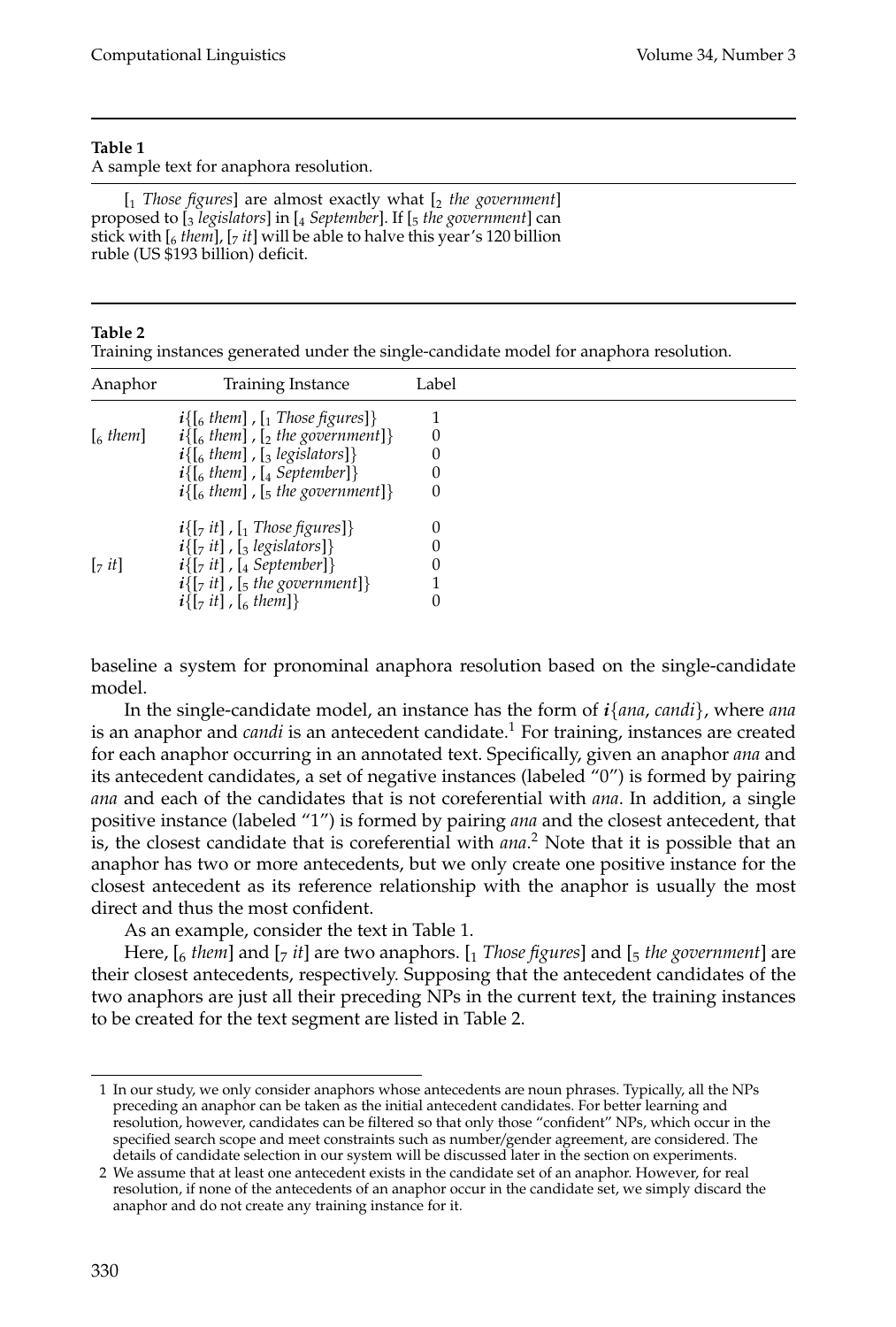**Table 1**
A sample text for anaphora resolution.

[$_1$ *Those figures*] are almost exactly what [$_2$ *the government*] proposed to [$_3$ *legislators*] in [$_4$ *September*]. If [$_5$ *the government*] can stick with [$_6$ *them*], [$_7$ *it*] will be able to halve this year's 120 billion ruble (US $193 billion) deficit.

**Table 2**
Training instances generated under the single-candidate model for anaphora resolution.

| Anaphor | Training Instance | Label |
|---|---|---|
| [$_6$ *them*] | ***i***{[$_6$ *them*] , [$_1$ *Those figures*]} | 1 |
| | ***i***{[$_6$ *them*] , [$_2$ *the government*]} | 0 |
| | ***i***{[$_6$ *them*] , [$_3$ *legislators*]} | 0 |
| | ***i***{[$_6$ *them*] , [$_4$ *September*]} | 0 |
| | ***i***{[$_6$ *them*] , [$_5$ *the government*]} | 0 |
| [$_7$ *it*] | ***i***{[$_7$ *it*] , [$_1$ *Those figures*]} | 0 |
| | ***i***{[$_7$ *it*] , [$_3$ *legislators*]} | 0 |
| | ***i***{[$_7$ *it*] , [$_4$ *September*]} | 0 |
| | ***i***{[$_7$ *it*] , [$_5$ *the government*]} | 1 |
| | ***i***{[$_7$ *it*] , [$_6$ *them*]} | 0 |

baseline a system for pronominal anaphora resolution based on the single-candidate model.

In the single-candidate model, an instance has the form of ***i***{*ana*, *candi*}, where *ana* is an anaphor and *candi* is an antecedent candidate.[1] For training, instances are created for each anaphor occurring in an annotated text. Specifically, given an anaphor *ana* and its antecedent candidates, a set of negative instances (labeled "0") is formed by pairing *ana* and each of the candidates that is not coreferential with *ana*. In addition, a single positive instance (labeled "1") is formed by pairing *ana* and the closest antecedent, that is, the closest candidate that is coreferential with *ana*.[2] Note that it is possible that an anaphor has two or more antecedents, but we only create one positive instance for the closest antecedent as its reference relationship with the anaphor is usually the most direct and thus the most confident.

As an example, consider the text in Table 1.

Here, [$_6$ *them*] and [$_7$ *it*] are two anaphors. [$_1$ *Those figures*] and [$_5$ *the government*] are their closest antecedents, respectively. Supposing that the antecedent candidates of the two anaphors are just all their preceding NPs in the current text, the training instances to be created for the text segment are listed in Table 2.

---

1 In our study, we only consider anaphors whose antecedents are noun phrases. Typically, all the NPs preceding an anaphor can be taken as the initial antecedent candidates. For better learning and resolution, however, candidates can be filtered so that only those "confident" NPs, which occur in the specified search scope and meet constraints such as number/gender agreement, are considered. The details of candidate selection in our system will be discussed later in the section on experiments.

2 We assume that at least one antecedent exists in the candidate set of an anaphor. However, for real resolution, if none of the antecedents of an anaphor occur in the candidate set, we simply discard the anaphor and do not create any training instance for it.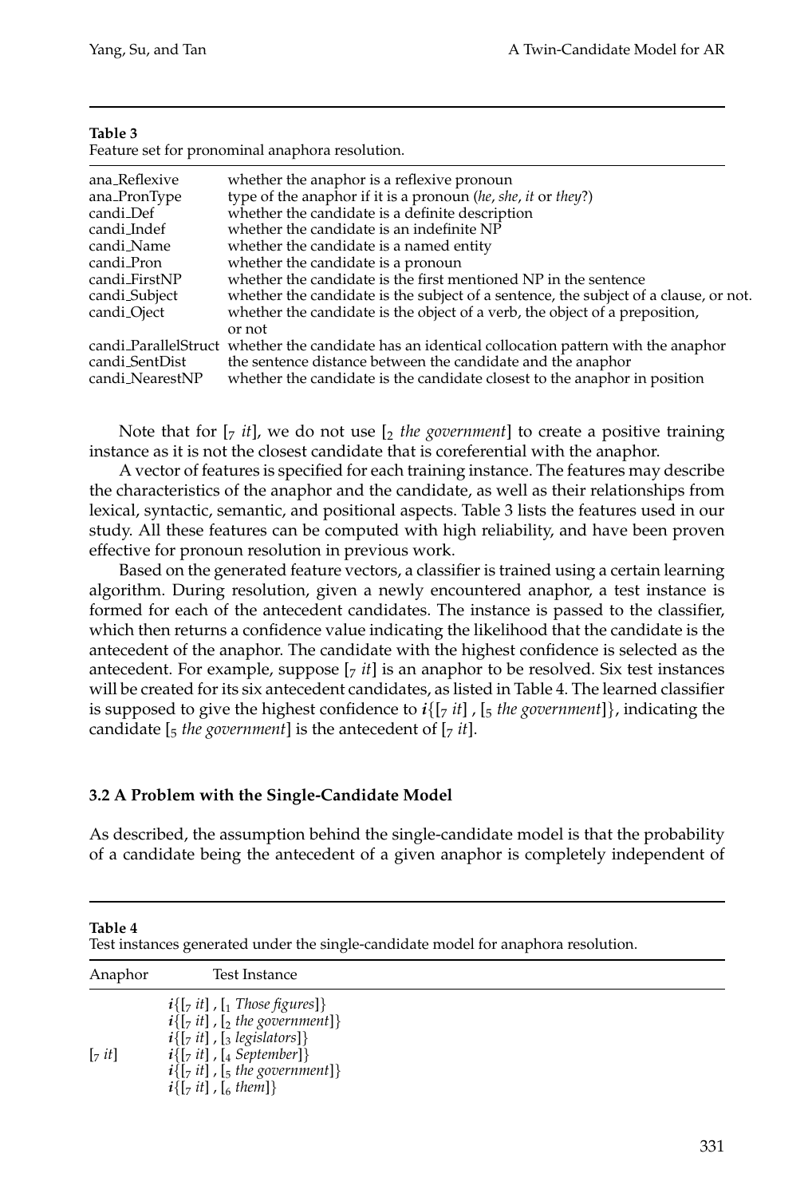**Table 3**
Feature set for pronominal anaphora resolution.

| | |
|---|---|
| ana_Reflexive | whether the anaphor is a reflexive pronoun |
| ana_PronType | type of the anaphor if it is a pronoun (*he*, *she*, *it* or *they*?) |
| candi_Def | whether the candidate is a definite description |
| candi_Indef | whether the candidate is an indefinite NP |
| candi_Name | whether the candidate is a named entity |
| candi_Pron | whether the candidate is a pronoun |
| candi_FirstNP | whether the candidate is the first mentioned NP in the sentence |
| candi_Subject | whether the candidate is the subject of a sentence, the subject of a clause, or not. |
| candi_Oject | whether the candidate is the object of a verb, the object of a preposition, or not |
| candi_ParallelStruct | whether the candidate has an identical collocation pattern with the anaphor |
| candi_SentDist | the sentence distance between the candidate and the anaphor |
| candi_NearestNP | whether the candidate is the candidate closest to the anaphor in position |

Note that for [$_7$ *it*], we do not use [$_2$ *the government*] to create a positive training instance as it is not the closest candidate that is coreferential with the anaphor.

A vector of features is specified for each training instance. The features may describe the characteristics of the anaphor and the candidate, as well as their relationships from lexical, syntactic, semantic, and positional aspects. Table 3 lists the features used in our study. All these features can be computed with high reliability, and have been proven effective for pronoun resolution in previous work.

Based on the generated feature vectors, a classifier is trained using a certain learning algorithm. During resolution, given a newly encountered anaphor, a test instance is formed for each of the antecedent candidates. The instance is passed to the classifier, which then returns a confidence value indicating the likelihood that the candidate is the antecedent of the anaphor. The candidate with the highest confidence is selected as the antecedent. For example, suppose [$_7$ *it*] is an anaphor to be resolved. Six test instances will be created for its six antecedent candidates, as listed in Table 4. The learned classifier is supposed to give the highest confidence to ***i***{[$_7$ *it*] , [$_5$ *the government*]}, indicating the candidate [$_5$ *the government*] is the antecedent of [$_7$ *it*].

### 3.2 A Problem with the Single-Candidate Model

As described, the assumption behind the single-candidate model is that the probability of a candidate being the antecedent of a given anaphor is completely independent of

**Table 4**
Test instances generated under the single-candidate model for anaphora resolution.

| Anaphor | Test Instance |
|---|---|
| [$_7$ *it*] | ***i***{[$_7$ *it*] , [$_1$ *Those figures*]} |
| | ***i***{[$_7$ *it*] , [$_2$ *the government*]} |
| | ***i***{[$_7$ *it*] , [$_3$ *legislators*]} |
| | ***i***{[$_7$ *it*] , [$_4$ *September*]} |
| | ***i***{[$_7$ *it*] , [$_5$ *the government*]} |
| | ***i***{[$_7$ *it*] , [$_6$ *them*]} |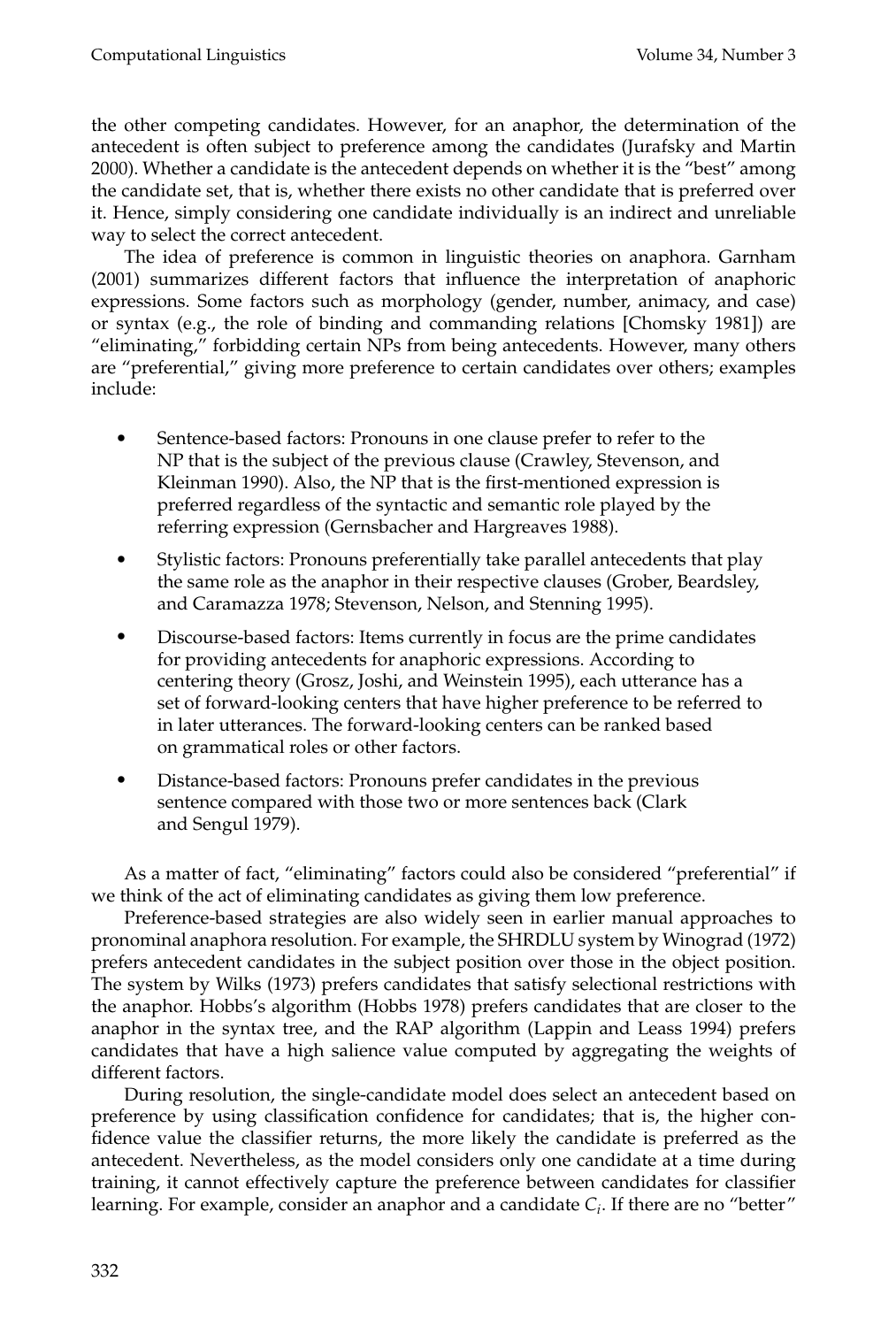the other competing candidates. However, for an anaphor, the determination of the antecedent is often subject to preference among the candidates (Jurafsky and Martin 2000). Whether a candidate is the antecedent depends on whether it is the "best" among the candidate set, that is, whether there exists no other candidate that is preferred over it. Hence, simply considering one candidate individually is an indirect and unreliable way to select the correct antecedent.

The idea of preference is common in linguistic theories on anaphora. Garnham (2001) summarizes different factors that influence the interpretation of anaphoric expressions. Some factors such as morphology (gender, number, animacy, and case) or syntax (e.g., the role of binding and commanding relations [Chomsky 1981]) are "eliminating," forbidding certain NPs from being antecedents. However, many others are "preferential," giving more preference to certain candidates over others; examples include:

- Sentence-based factors: Pronouns in one clause prefer to refer to the NP that is the subject of the previous clause (Crawley, Stevenson, and Kleinman 1990). Also, the NP that is the first-mentioned expression is preferred regardless of the syntactic and semantic role played by the referring expression (Gernsbacher and Hargreaves 1988).
- Stylistic factors: Pronouns preferentially take parallel antecedents that play the same role as the anaphor in their respective clauses (Grober, Beardsley, and Caramazza 1978; Stevenson, Nelson, and Stenning 1995).
- Discourse-based factors: Items currently in focus are the prime candidates for providing antecedents for anaphoric expressions. According to centering theory (Grosz, Joshi, and Weinstein 1995), each utterance has a set of forward-looking centers that have higher preference to be referred to in later utterances. The forward-looking centers can be ranked based on grammatical roles or other factors.
- Distance-based factors: Pronouns prefer candidates in the previous sentence compared with those two or more sentences back (Clark and Sengul 1979).

As a matter of fact, "eliminating" factors could also be considered "preferential" if we think of the act of eliminating candidates as giving them low preference.

Preference-based strategies are also widely seen in earlier manual approaches to pronominal anaphora resolution. For example, the SHRDLU system by Winograd (1972) prefers antecedent candidates in the subject position over those in the object position. The system by Wilks (1973) prefers candidates that satisfy selectional restrictions with the anaphor. Hobbs's algorithm (Hobbs 1978) prefers candidates that are closer to the anaphor in the syntax tree, and the RAP algorithm (Lappin and Leass 1994) prefers candidates that have a high salience value computed by aggregating the weights of different factors.

During resolution, the single-candidate model does select an antecedent based on preference by using classification confidence for candidates; that is, the higher confidence value the classifier returns, the more likely the candidate is preferred as the antecedent. Nevertheless, as the model considers only one candidate at a time during training, it cannot effectively capture the preference between candidates for classifier learning. For example, consider an anaphor and a candidate $C_i$. If there are no "better"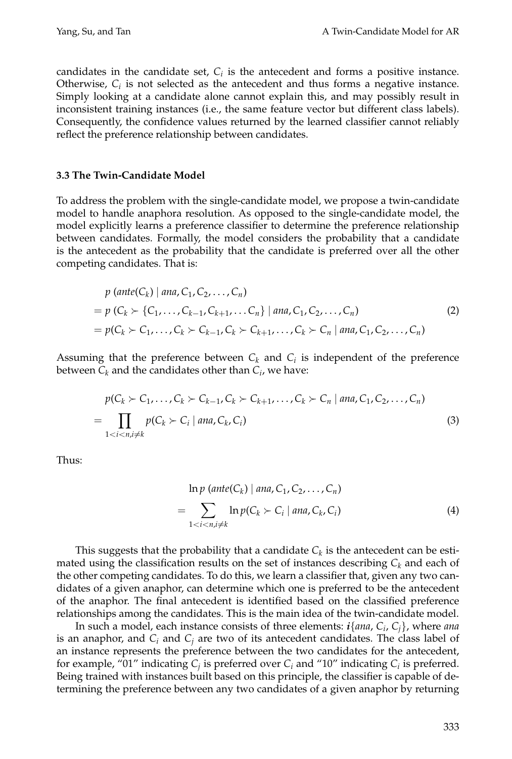candidates in the candidate set, $C_i$ is the antecedent and forms a positive instance. Otherwise, $C_i$ is not selected as the antecedent and thus forms a negative instance. Simply looking at a candidate alone cannot explain this, and may possibly result in inconsistent training instances (i.e., the same feature vector but different class labels). Consequently, the confidence values returned by the learned classifier cannot reliably reflect the preference relationship between candidates.

### 3.3 The Twin-Candidate Model

To address the problem with the single-candidate model, we propose a twin-candidate model to handle anaphora resolution. As opposed to the single-candidate model, the model explicitly learns a preference classifier to determine the preference relationship between candidates. Formally, the model considers the probability that a candidate is the antecedent as the probability that the candidate is preferred over all the other competing candidates. That is:

$$
\begin{aligned}
& p\ (ante(C_k) \mid ana, C_1, C_2, \ldots, C_n) \\
&= p\ (C_k \succ \{C_1, \ldots, C_{k-1}, C_{k+1}, \ldots C_n\} \mid ana, C_1, C_2, \ldots, C_n) \\
&= p(C_k \succ C_1, \ldots, C_k \succ C_{k-1}, C_k \succ C_{k+1}, \ldots, C_k \succ C_n \mid ana, C_1, C_2, \ldots, C_n)
\end{aligned}
\tag{2}
$$

Assuming that the preference between $C_k$ and $C_i$ is independent of the preference between $C_k$ and the candidates other than $C_i$, we have:

$$
\begin{aligned}
& p(C_k \succ C_1, \ldots, C_k \succ C_{k-1}, C_k \succ C_{k+1}, \ldots, C_k \succ C_n \mid ana, C_1, C_2, \ldots, C_n) \\
&= \prod_{1<i<n, i \neq k} p(C_k \succ C_i \mid ana, C_k, C_i)
\end{aligned}
\tag{3}
$$

Thus:

$$
\begin{aligned}
& \ln p\ (ante(C_k) \mid ana, C_1, C_2, \ldots, C_n) \\
&= \sum_{1<i<n, i \neq k} \ln p(C_k \succ C_i \mid ana, C_k, C_i)
\end{aligned}
\tag{4}
$$

This suggests that the probability that a candidate $C_k$ is the antecedent can be estimated using the classification results on the set of instances describing $C_k$ and each of the other competing candidates. To do this, we learn a classifier that, given any two candidates of a given anaphor, can determine which one is preferred to be the antecedent of the anaphor. The final antecedent is identified based on the classified preference relationships among the candidates. This is the main idea of the twin-candidate model.

In such a model, each instance consists of three elements: $\boldsymbol{i}\{ana, C_i, C_j\}$, where *ana* is an anaphor, and $C_i$ and $C_j$ are two of its antecedent candidates. The class label of an instance represents the preference between the two candidates for the antecedent, for example, "01" indicating $C_j$ is preferred over $C_i$ and "10" indicating $C_i$ is preferred. Being trained with instances built based on this principle, the classifier is capable of determining the preference between any two candidates of a given anaphor by returning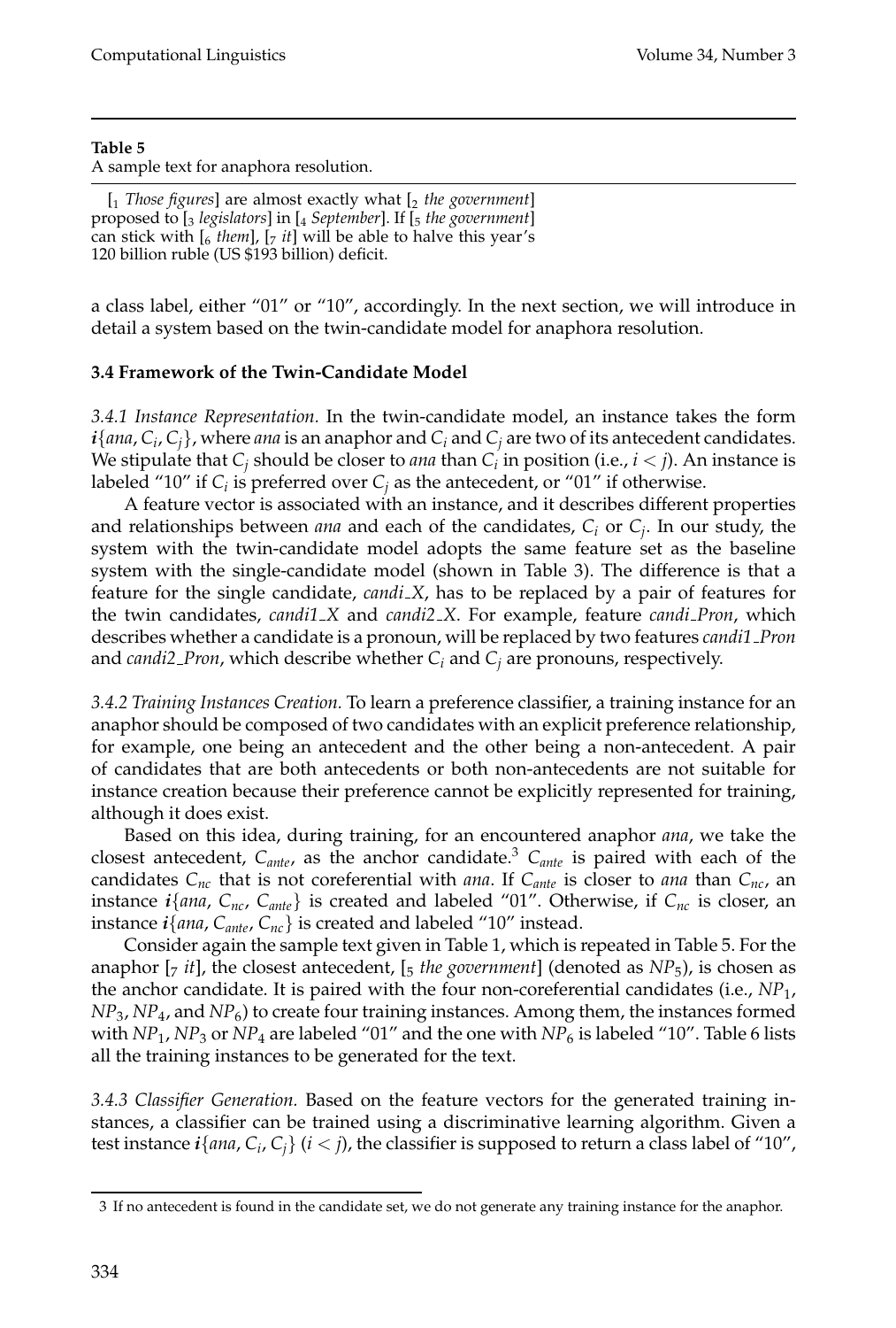**Table 5**
A sample text for anaphora resolution.

[$_1$ *Those figures*] are almost exactly what [$_2$ *the government*] proposed to [$_3$ *legislators*] in [$_4$ *September*]. If [$_5$ *the government*] can stick with [$_6$ *them*], [$_7$ *it*] will be able to halve this year's 120 billion ruble (US $193 billion) deficit.

a class label, either "01" or "10", accordingly. In the next section, we will introduce in detail a system based on the twin-candidate model for anaphora resolution.

### 3.4 Framework of the Twin-Candidate Model

*3.4.1 Instance Representation.* In the twin-candidate model, an instance takes the form $\boldsymbol{i}\{ana, C_i, C_j\}$, where *ana* is an anaphor and $C_i$ and $C_j$ are two of its antecedent candidates. We stipulate that $C_j$ should be closer to *ana* than $C_i$ in position (i.e., $i < j$). An instance is labeled "10" if $C_i$ is preferred over $C_j$ as the antecedent, or "01" if otherwise.

A feature vector is associated with an instance, and it describes different properties and relationships between *ana* and each of the candidates, $C_i$ or $C_j$. In our study, the system with the twin-candidate model adopts the same feature set as the baseline system with the single-candidate model (shown in Table 3). The difference is that a feature for the single candidate, *candi_X*, has to be replaced by a pair of features for the twin candidates, *candi1_X* and *candi2_X*. For example, feature *candi_Pron*, which describes whether a candidate is a pronoun, will be replaced by two features *candi1_Pron* and *candi2_Pron*, which describe whether $C_i$ and $C_j$ are pronouns, respectively.

*3.4.2 Training Instances Creation.* To learn a preference classifier, a training instance for an anaphor should be composed of two candidates with an explicit preference relationship, for example, one being an antecedent and the other being a non-antecedent. A pair of candidates that are both antecedents or both non-antecedents are not suitable for instance creation because their preference cannot be explicitly represented for training, although it does exist.

Based on this idea, during training, for an encountered anaphor *ana*, we take the closest antecedent, $C_{ante}$, as the anchor candidate.[3] $C_{ante}$ is paired with each of the candidates $C_{nc}$ that is not coreferential with *ana*. If $C_{ante}$ is closer to *ana* than $C_{nc}$, an instance $\boldsymbol{i}\{ana, C_{nc}, C_{ante}\}$ is created and labeled "01". Otherwise, if $C_{nc}$ is closer, an instance $\boldsymbol{i}\{ana, C_{ante}, C_{nc}\}$ is created and labeled "10" instead.

Consider again the sample text given in Table 1, which is repeated in Table 5. For the anaphor [$_7$ *it*], the closest antecedent, [$_5$ *the government*] (denoted as $NP_5$), is chosen as the anchor candidate. It is paired with the four non-coreferential candidates (i.e., $NP_1$, $NP_3$, $NP_4$, and $NP_6$) to create four training instances. Among them, the instances formed with $NP_1$, $NP_3$ or $NP_4$ are labeled "01" and the one with $NP_6$ is labeled "10". Table 6 lists all the training instances to be generated for the text.

*3.4.3 Classifier Generation.* Based on the feature vectors for the generated training instances, a classifier can be trained using a discriminative learning algorithm. Given a test instance $\boldsymbol{i}\{ana, C_i, C_j\}$ ($i < j$), the classifier is supposed to return a class label of "10",

[3] If no antecedent is found in the candidate set, we do not generate any training instance for the anaphor.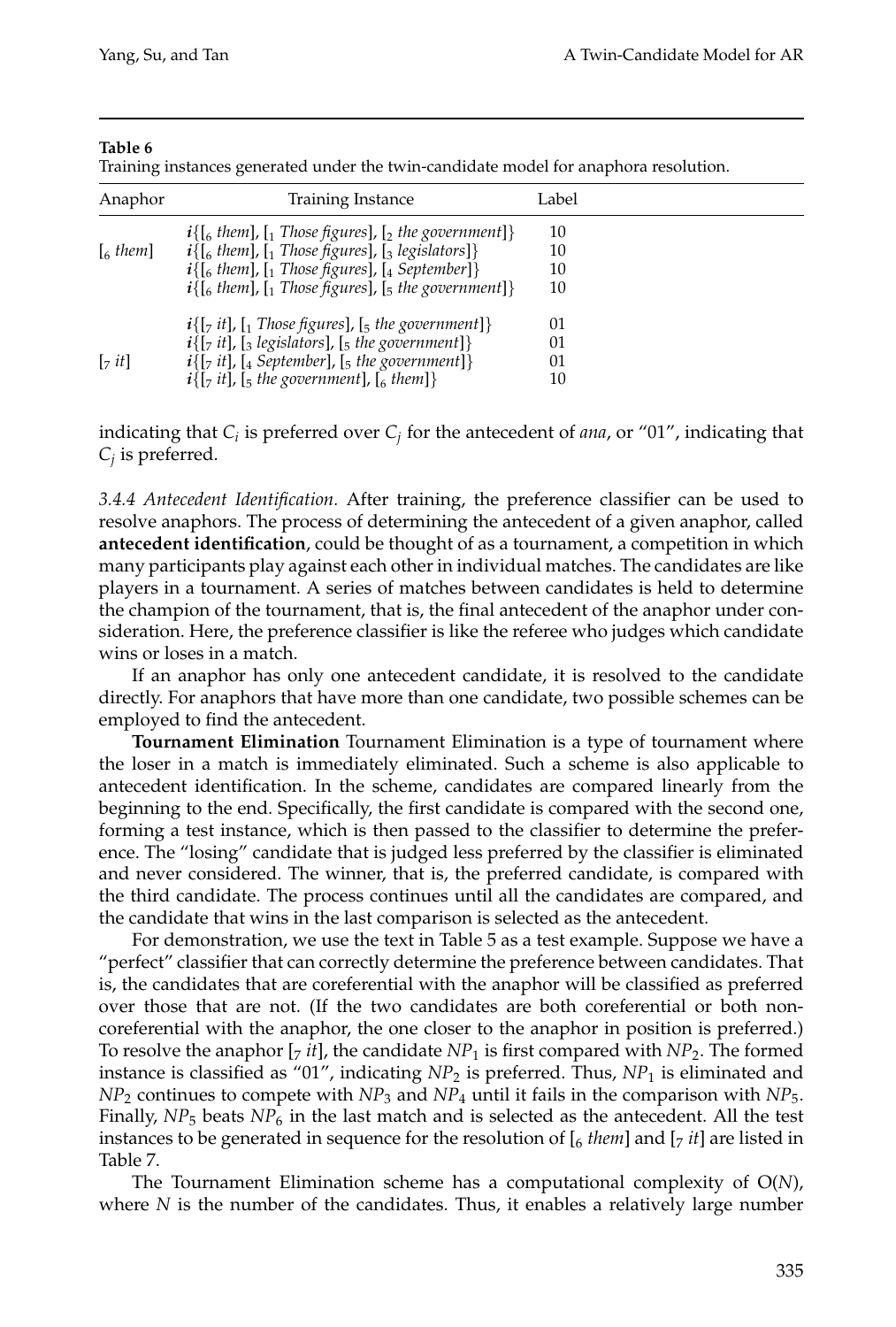**Table 6**
Training instances generated under the twin-candidate model for anaphora resolution.

| Anaphor | Training Instance | Label |
|---|---|---|
| [$_6$ *them*] | ***i***{[$_6$ *them*], [$_1$ *Those figures*], [$_2$ *the government*]} | 10 |
| | ***i***{[$_6$ *them*], [$_1$ *Those figures*], [$_3$ *legislators*]} | 10 |
| | ***i***{[$_6$ *them*], [$_1$ *Those figures*], [$_4$ *September*]} | 10 |
| | ***i***{[$_6$ *them*], [$_1$ *Those figures*], [$_5$ *the government*]} | 10 |
| [$_7$ *it*] | ***i***{[$_7$ *it*], [$_1$ *Those figures*], [$_5$ *the government*]} | 01 |
| | ***i***{[$_7$ *it*], [$_3$ *legislators*], [$_5$ *the government*]} | 01 |
| | ***i***{[$_7$ *it*], [$_4$ *September*], [$_5$ *the government*]} | 01 |
| | ***i***{[$_7$ *it*], [$_5$ *the government*], [$_6$ *them*]} | 10 |

indicating that $C_i$ is preferred over $C_j$ for the antecedent of *ana*, or "01", indicating that $C_j$ is preferred.

*3.4.4 Antecedent Identification.* After training, the preference classifier can be used to resolve anaphors. The process of determining the antecedent of a given anaphor, called **antecedent identification**, could be thought of as a tournament, a competition in which many participants play against each other in individual matches. The candidates are like players in a tournament. A series of matches between candidates is held to determine the champion of the tournament, that is, the final antecedent of the anaphor under consideration. Here, the preference classifier is like the referee who judges which candidate wins or loses in a match.

If an anaphor has only one antecedent candidate, it is resolved to the candidate directly. For anaphors that have more than one candidate, two possible schemes can be employed to find the antecedent.

**Tournament Elimination** Tournament Elimination is a type of tournament where the loser in a match is immediately eliminated. Such a scheme is also applicable to antecedent identification. In the scheme, candidates are compared linearly from the beginning to the end. Specifically, the first candidate is compared with the second one, forming a test instance, which is then passed to the classifier to determine the preference. The "losing" candidate that is judged less preferred by the classifier is eliminated and never considered. The winner, that is, the preferred candidate, is compared with the third candidate. The process continues until all the candidates are compared, and the candidate that wins in the last comparison is selected as the antecedent.

For demonstration, we use the text in Table 5 as a test example. Suppose we have a "perfect" classifier that can correctly determine the preference between candidates. That is, the candidates that are coreferential with the anaphor will be classified as preferred over those that are not. (If the two candidates are both coreferential or both non-coreferential with the anaphor, the one closer to the anaphor in position is preferred.) To resolve the anaphor [$_7$ *it*], the candidate $NP_1$ is first compared with $NP_2$. The formed instance is classified as "01", indicating $NP_2$ is preferred. Thus, $NP_1$ is eliminated and $NP_2$ continues to compete with $NP_3$ and $NP_4$ until it fails in the comparison with $NP_5$. Finally, $NP_5$ beats $NP_6$ in the last match and is selected as the antecedent. All the test instances to be generated in sequence for the resolution of [$_6$ *them*] and [$_7$ *it*] are listed in Table 7.

The Tournament Elimination scheme has a computational complexity of O($N$), where $N$ is the number of the candidates. Thus, it enables a relatively large number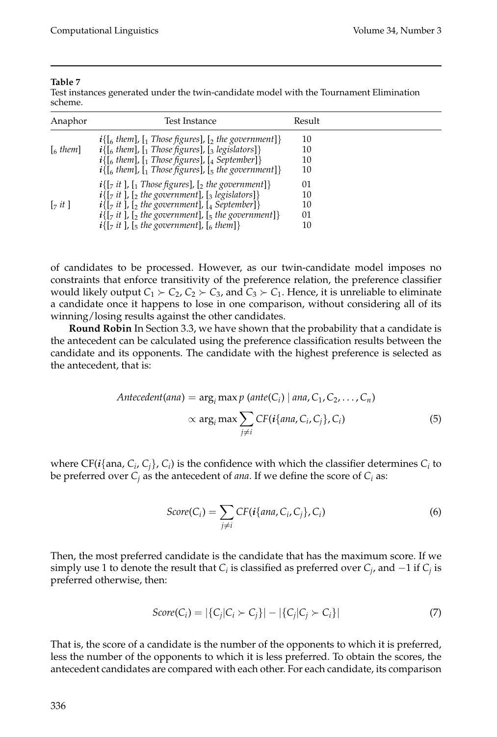**Table 7**
Test instances generated under the twin-candidate model with the Tournament Elimination scheme.

| Anaphor | Test Instance | Result |
|---|---|---|
| [$_6$ *them*] | $\boldsymbol{i}${[$_6$ *them*], [$_1$ *Those figures*], [$_2$ *the government*]} | 10 |
| | $\boldsymbol{i}${[$_6$ *them*], [$_1$ *Those figures*], [$_3$ *legislators*]} | 10 |
| | $\boldsymbol{i}${[$_6$ *them*], [$_1$ *Those figures*], [$_4$ *September*]} | 10 |
| | $\boldsymbol{i}${[$_6$ *them*], [$_1$ *Those figures*], [$_5$ *the government*]} | 10 |
| [$_7$ *it* ] | $\boldsymbol{i}${[$_7$ *it* ], [$_1$ *Those figures*], [$_2$ *the government*]} | 01 |
| | $\boldsymbol{i}${[$_7$ *it* ], [$_2$ *the government*], [$_3$ *legislators*]} | 10 |
| | $\boldsymbol{i}${[$_7$ *it* ], [$_2$ *the government*], [$_4$ *September*]} | 10 |
| | $\boldsymbol{i}${[$_7$ *it* ], [$_2$ *the government*], [$_5$ *the government*]} | 01 |
| | $\boldsymbol{i}${[$_7$ *it* ], [$_5$ *the government*], [$_6$ *them*]} | 10 |

of candidates to be processed. However, as our twin-candidate model imposes no constraints that enforce transitivity of the preference relation, the preference classifier would likely output $C_1 \succ C_2$, $C_2 \succ C_3$, and $C_3 \succ C_1$. Hence, it is unreliable to eliminate a candidate once it happens to lose in one comparison, without considering all of its winning/losing results against the other candidates.

**Round Robin** In Section 3.3, we have shown that the probability that a candidate is the antecedent can be calculated using the preference classification results between the candidate and its opponents. The candidate with the highest preference is selected as the antecedent, that is:

$$Antecedent(ana) = \arg_i \max p\ (ante(C_i) \mid ana, C_1, C_2, \ldots, C_n)$$
$$\propto \arg_i \max \sum_{j \neq i} CF(\boldsymbol{i}\{ana, C_i, C_j\}, C_i) \quad (5)$$

where CF($\boldsymbol{i}${ana, $C_i$, $C_j$}, $C_i$) is the confidence with which the classifier determines $C_i$ to be preferred over $C_j$ as the antecedent of *ana*. If we define the score of $C_i$ as:

$$Score(C_i) = \sum_{j \neq i} CF(\boldsymbol{i}\{ana, C_i, C_j\}, C_i) \quad (6)$$

Then, the most preferred candidate is the candidate that has the maximum score. If we simply use 1 to denote the result that $C_i$ is classified as preferred over $C_j$, and $-1$ if $C_j$ is preferred otherwise, then:

$$Score(C_i) = |\{C_j | C_i \succ C_j\}| - |\{C_j | C_j \succ C_i\}| \quad (7)$$

That is, the score of a candidate is the number of the opponents to which it is preferred, less the number of the opponents to which it is less preferred. To obtain the scores, the antecedent candidates are compared with each other. For each candidate, its comparison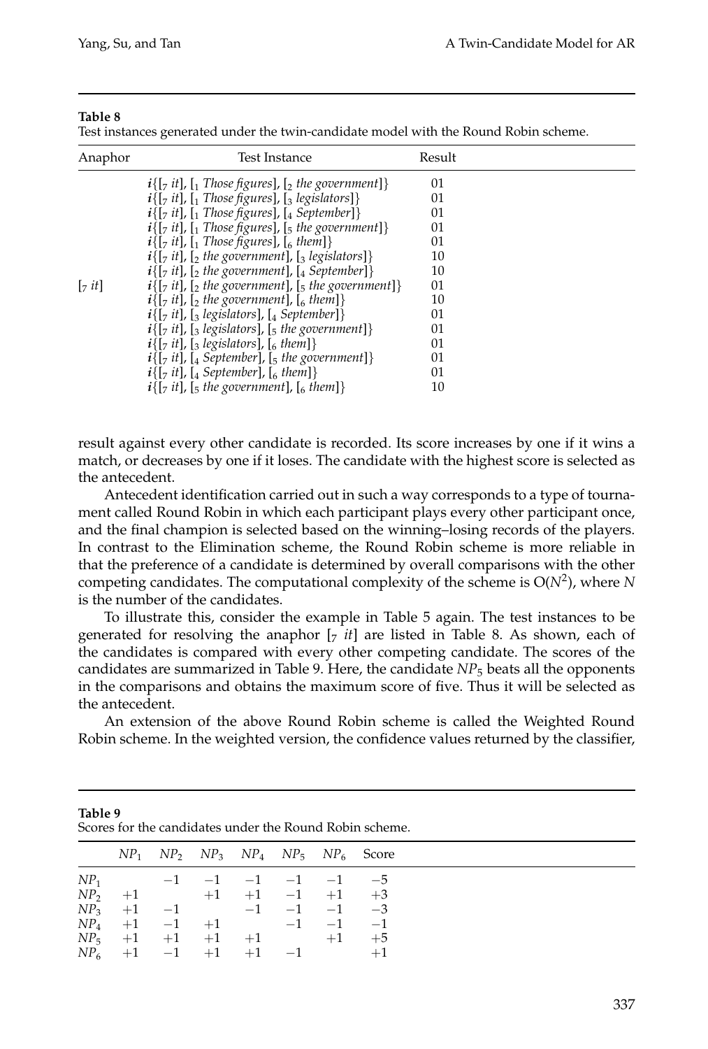**Table 8**
Test instances generated under the twin-candidate model with the Round Robin scheme.

| Anaphor | Test Instance | Result |
|---|---|---|
| | ***i***{[$_7$ *it*], [$_1$ *Those figures*], [$_2$ *the government*]} | 01 |
| | ***i***{[$_7$ *it*], [$_1$ *Those figures*], [$_3$ *legislators*]} | 01 |
| | ***i***{[$_7$ *it*], [$_1$ *Those figures*], [$_4$ *September*]} | 01 |
| | ***i***{[$_7$ *it*], [$_1$ *Those figures*], [$_5$ *the government*]} | 01 |
| | ***i***{[$_7$ *it*], [$_1$ *Those figures*], [$_6$ *them*]} | 01 |
| | ***i***{[$_7$ *it*], [$_2$ *the government*], [$_3$ *legislators*]} | 10 |
| | ***i***{[$_7$ *it*], [$_2$ *the government*], [$_4$ *September*]} | 10 |
| [$_7$ *it*] | ***i***{[$_7$ *it*], [$_2$ *the government*], [$_5$ *the government*]} | 01 |
| | ***i***{[$_7$ *it*], [$_2$ *the government*], [$_6$ *them*]} | 10 |
| | ***i***{[$_7$ *it*], [$_3$ *legislators*], [$_4$ *September*]} | 01 |
| | ***i***{[$_7$ *it*], [$_3$ *legislators*], [$_5$ *the government*]} | 01 |
| | ***i***{[$_7$ *it*], [$_3$ *legislators*], [$_6$ *them*]} | 01 |
| | ***i***{[$_7$ *it*], [$_4$ *September*], [$_5$ *the government*]} | 01 |
| | ***i***{[$_7$ *it*], [$_4$ *September*], [$_6$ *them*]} | 01 |
| | ***i***{[$_7$ *it*], [$_5$ *the government*], [$_6$ *them*]} | 10 |

result against every other candidate is recorded. Its score increases by one if it wins a match, or decreases by one if it loses. The candidate with the highest score is selected as the antecedent.

Antecedent identification carried out in such a way corresponds to a type of tournament called Round Robin in which each participant plays every other participant once, and the final champion is selected based on the winning–losing records of the players. In contrast to the Elimination scheme, the Round Robin scheme is more reliable in that the preference of a candidate is determined by overall comparisons with the other competing candidates. The computational complexity of the scheme is $O(N^2)$, where $N$ is the number of the candidates.

To illustrate this, consider the example in Table 5 again. The test instances to be generated for resolving the anaphor [$_7$ *it*] are listed in Table 8. As shown, each of the candidates is compared with every other competing candidate. The scores of the candidates are summarized in Table 9. Here, the candidate $NP_5$ beats all the opponents in the comparisons and obtains the maximum score of five. Thus it will be selected as the antecedent.

An extension of the above Round Robin scheme is called the Weighted Round Robin scheme. In the weighted version, the confidence values returned by the classifier,

**Table 9**
Scores for the candidates under the Round Robin scheme.

| | $NP_1$ | $NP_2$ | $NP_3$ | $NP_4$ | $NP_5$ | $NP_6$ | Score |
|---|---|---|---|---|---|---|---|
| $NP_1$ | | −1 | −1 | −1 | −1 | −1 | −5 |
| $NP_2$ | +1 | | +1 | +1 | −1 | +1 | +3 |
| $NP_3$ | +1 | −1 | | −1 | −1 | −1 | −3 |
| $NP_4$ | +1 | −1 | +1 | | −1 | −1 | −1 |
| $NP_5$ | +1 | +1 | +1 | +1 | | +1 | +5 |
| $NP_6$ | +1 | −1 | +1 | +1 | −1 | | +1 |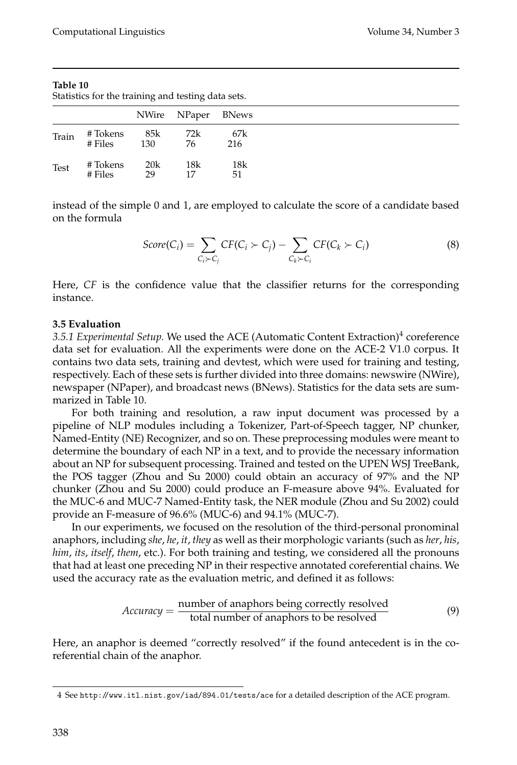**Table 10**
Statistics for the training and testing data sets.

| | | NWire | NPaper | BNews |
|---|---|---|---|---|
| Train | # Tokens | 85k | 72k | 67k |
| | # Files | 130 | 76 | 216 |
| Test | # Tokens | 20k | 18k | 18k |
| | # Files | 29 | 17 | 51 |

instead of the simple 0 and 1, are employed to calculate the score of a candidate based on the formula

$$Score(C_i) = \sum_{C_i \succ C_j} CF(C_i \succ C_j) - \sum_{C_k \succ C_i} CF(C_k \succ C_i) \tag{8}$$

Here, *CF* is the confidence value that the classifier returns for the corresponding instance.

### 3.5 Evaluation

*3.5.1 Experimental Setup.* We used the ACE (Automatic Content Extraction)[4] coreference data set for evaluation. All the experiments were done on the ACE-2 V1.0 corpus. It contains two data sets, training and devtest, which were used for training and testing, respectively. Each of these sets is further divided into three domains: newswire (NWire), newspaper (NPaper), and broadcast news (BNews). Statistics for the data sets are summarized in Table 10.

For both training and resolution, a raw input document was processed by a pipeline of NLP modules including a Tokenizer, Part-of-Speech tagger, NP chunker, Named-Entity (NE) Recognizer, and so on. These preprocessing modules were meant to determine the boundary of each NP in a text, and to provide the necessary information about an NP for subsequent processing. Trained and tested on the UPEN WSJ TreeBank, the POS tagger (Zhou and Su 2000) could obtain an accuracy of 97% and the NP chunker (Zhou and Su 2000) could produce an F-measure above 94%. Evaluated for the MUC-6 and MUC-7 Named-Entity task, the NER module (Zhou and Su 2002) could provide an F-measure of 96.6% (MUC-6) and 94.1% (MUC-7).

In our experiments, we focused on the resolution of the third-personal pronominal anaphors, including *she*, *he*, *it*, *they* as well as their morphologic variants (such as *her*, *his*, *him*, *its*, *itself*, *them*, etc.). For both training and testing, we considered all the pronouns that had at least one preceding NP in their respective annotated coreferential chains. We used the accuracy rate as the evaluation metric, and defined it as follows:

$$Accuracy = \frac{\text{number of anaphors being correctly resolved}}{\text{total number of anaphors to be resolved}} \tag{9}$$

Here, an anaphor is deemed "correctly resolved" if the found antecedent is in the coreferential chain of the anaphor.

4 See http://www.itl.nist.gov/iad/894.01/tests/ace for a detailed description of the ACE program.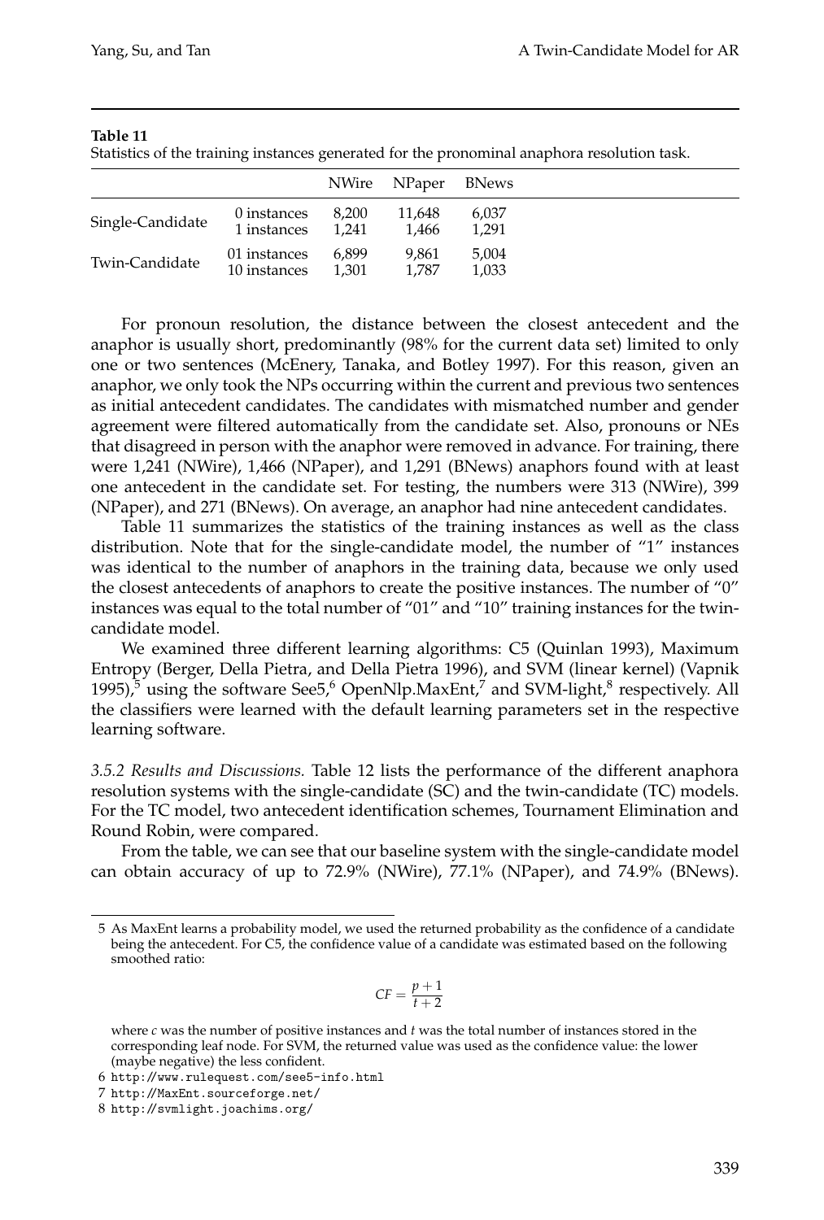**Table 11**
Statistics of the training instances generated for the pronominal anaphora resolution task.

| | | NWire | NPaper | BNews |
|---|---|---|---|---|
| Single-Candidate | 0 instances | 8,200 | 11,648 | 6,037 |
| | 1 instances | 1,241 | 1,466 | 1,291 |
| Twin-Candidate | 01 instances | 6,899 | 9,861 | 5,004 |
| | 10 instances | 1,301 | 1,787 | 1,033 |

For pronoun resolution, the distance between the closest antecedent and the anaphor is usually short, predominantly (98% for the current data set) limited to only one or two sentences (McEnery, Tanaka, and Botley 1997). For this reason, given an anaphor, we only took the NPs occurring within the current and previous two sentences as initial antecedent candidates. The candidates with mismatched number and gender agreement were filtered automatically from the candidate set. Also, pronouns or NEs that disagreed in person with the anaphor were removed in advance. For training, there were 1,241 (NWire), 1,466 (NPaper), and 1,291 (BNews) anaphors found with at least one antecedent in the candidate set. For testing, the numbers were 313 (NWire), 399 (NPaper), and 271 (BNews). On average, an anaphor had nine antecedent candidates.

Table 11 summarizes the statistics of the training instances as well as the class distribution. Note that for the single-candidate model, the number of "1" instances was identical to the number of anaphors in the training data, because we only used the closest antecedents of anaphors to create the positive instances. The number of "0" instances was equal to the total number of "01" and "10" training instances for the twin-candidate model.

We examined three different learning algorithms: C5 (Quinlan 1993), Maximum Entropy (Berger, Della Pietra, and Della Pietra 1996), and SVM (linear kernel) (Vapnik 1995),[5] using the software See5,[6] OpenNlp.MaxEnt,[7] and SVM-light,[8] respectively. All the classifiers were learned with the default learning parameters set in the respective learning software.

*3.5.2 Results and Discussions.* Table 12 lists the performance of the different anaphora resolution systems with the single-candidate (SC) and the twin-candidate (TC) models. For the TC model, two antecedent identification schemes, Tournament Elimination and Round Robin, were compared.

From the table, we can see that our baseline system with the single-candidate model can obtain accuracy of up to 72.9% (NWire), 77.1% (NPaper), and 74.9% (BNews).

---

5 As MaxEnt learns a probability model, we used the returned probability as the confidence of a candidate being the antecedent. For C5, the confidence value of a candidate was estimated based on the following smoothed ratio:

$$CF = \frac{p+1}{t+2}$$

where $c$ was the number of positive instances and $t$ was the total number of instances stored in the corresponding leaf node. For SVM, the returned value was used as the confidence value: the lower (maybe negative) the less confident.

6 http://www.rulequest.com/see5-info.html

7 http://MaxEnt.sourceforge.net/

8 http://svmlight.joachims.org/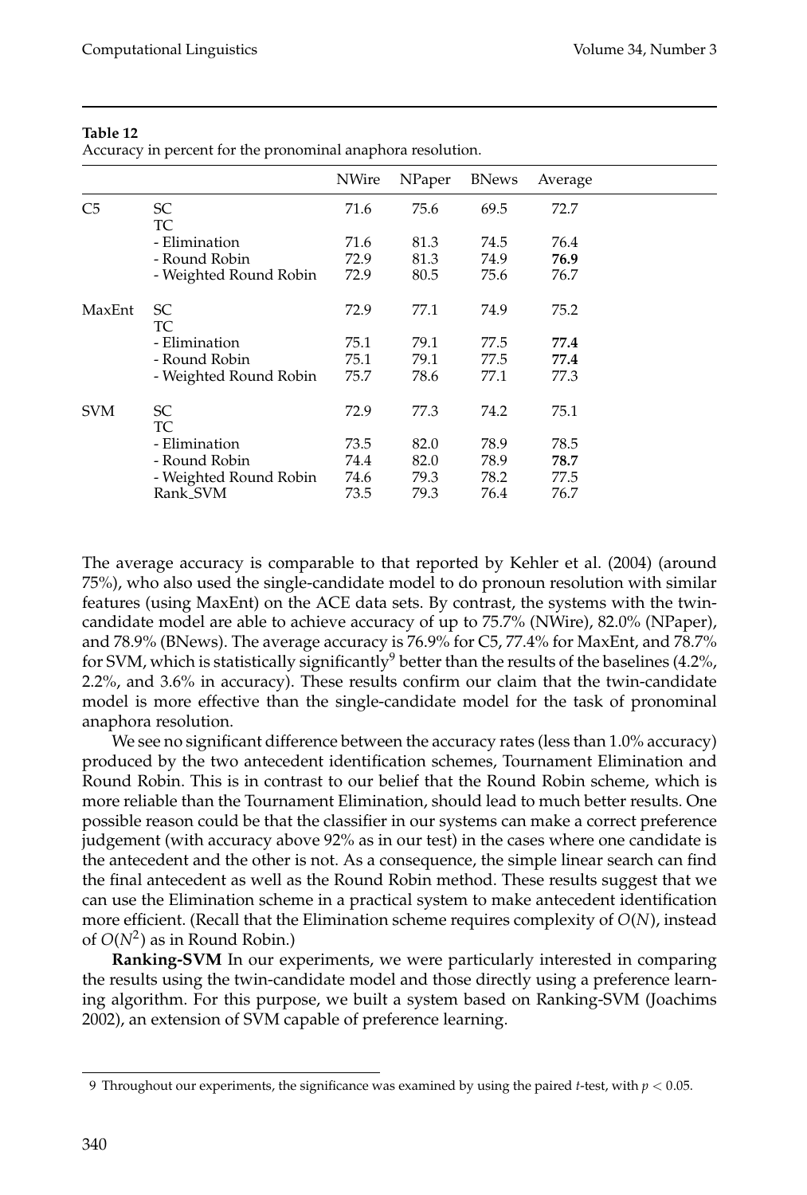**Table 12**
Accuracy in percent for the pronominal anaphora resolution.

| | | NWire | NPaper | BNews | Average |
|---|---|---|---|---|---|
| C5 | SC | 71.6 | 75.6 | 69.5 | 72.7 |
| | TC | | | | |
| | - Elimination | 71.6 | 81.3 | 74.5 | 76.4 |
| | - Round Robin | 72.9 | 81.3 | 74.9 | **76.9** |
| | - Weighted Round Robin | 72.9 | 80.5 | 75.6 | 76.7 |
| MaxEnt | SC | 72.9 | 77.1 | 74.9 | 75.2 |
| | TC | | | | |
| | - Elimination | 75.1 | 79.1 | 77.5 | **77.4** |
| | - Round Robin | 75.1 | 79.1 | 77.5 | **77.4** |
| | - Weighted Round Robin | 75.7 | 78.6 | 77.1 | 77.3 |
| SVM | SC | 72.9 | 77.3 | 74.2 | 75.1 |
| | TC | | | | |
| | - Elimination | 73.5 | 82.0 | 78.9 | 78.5 |
| | - Round Robin | 74.4 | 82.0 | 78.9 | **78.7** |
| | - Weighted Round Robin | 74.6 | 79.3 | 78.2 | 77.5 |
| | Rank_SVM | 73.5 | 79.3 | 76.4 | 76.7 |

The average accuracy is comparable to that reported by Kehler et al. (2004) (around 75%), who also used the single-candidate model to do pronoun resolution with similar features (using MaxEnt) on the ACE data sets. By contrast, the systems with the twin-candidate model are able to achieve accuracy of up to 75.7% (NWire), 82.0% (NPaper), and 78.9% (BNews). The average accuracy is 76.9% for C5, 77.4% for MaxEnt, and 78.7% for SVM, which is statistically significantly[9] better than the results of the baselines (4.2%, 2.2%, and 3.6% in accuracy). These results confirm our claim that the twin-candidate model is more effective than the single-candidate model for the task of pronominal anaphora resolution.

We see no significant difference between the accuracy rates (less than 1.0% accuracy) produced by the two antecedent identification schemes, Tournament Elimination and Round Robin. This is in contrast to our belief that the Round Robin scheme, which is more reliable than the Tournament Elimination, should lead to much better results. One possible reason could be that the classifier in our systems can make a correct preference judgement (with accuracy above 92% as in our test) in the cases where one candidate is the antecedent and the other is not. As a consequence, the simple linear search can find the final antecedent as well as the Round Robin method. These results suggest that we can use the Elimination scheme in a practical system to make antecedent identification more efficient. (Recall that the Elimination scheme requires complexity of $O(N)$, instead of $O(N^2)$ as in Round Robin.)

**Ranking-SVM** In our experiments, we were particularly interested in comparing the results using the twin-candidate model and those directly using a preference learning algorithm. For this purpose, we built a system based on Ranking-SVM (Joachims 2002), an extension of SVM capable of preference learning.

9 Throughout our experiments, the significance was examined by using the paired $t$-test, with $p < 0.05$.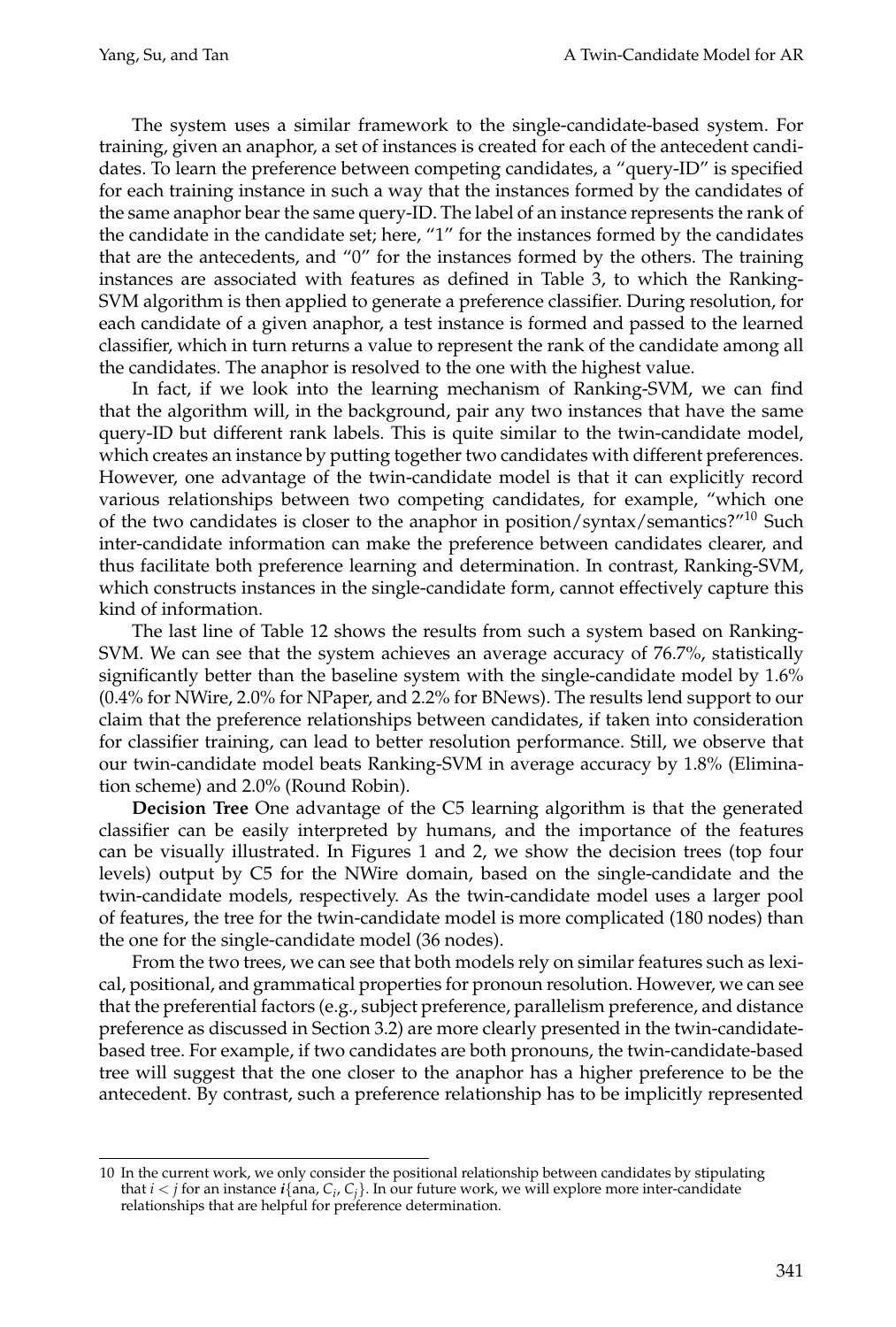The system uses a similar framework to the single-candidate-based system. For training, given an anaphor, a set of instances is created for each of the antecedent candidates. To learn the preference between competing candidates, a "query-ID" is specified for each training instance in such a way that the instances formed by the candidates of the same anaphor bear the same query-ID. The label of an instance represents the rank of the candidate in the candidate set; here, "1" for the instances formed by the candidates that are the antecedents, and "0" for the instances formed by the others. The training instances are associated with features as defined in Table 3, to which the Ranking-SVM algorithm is then applied to generate a preference classifier. During resolution, for each candidate of a given anaphor, a test instance is formed and passed to the learned classifier, which in turn returns a value to represent the rank of the candidate among all the candidates. The anaphor is resolved to the one with the highest value.

In fact, if we look into the learning mechanism of Ranking-SVM, we can find that the algorithm will, in the background, pair any two instances that have the same query-ID but different rank labels. This is quite similar to the twin-candidate model, which creates an instance by putting together two candidates with different preferences. However, one advantage of the twin-candidate model is that it can explicitly record various relationships between two competing candidates, for example, "which one of the two candidates is closer to the anaphor in position/syntax/semantics?"[10] Such inter-candidate information can make the preference between candidates clearer, and thus facilitate both preference learning and determination. In contrast, Ranking-SVM, which constructs instances in the single-candidate form, cannot effectively capture this kind of information.

The last line of Table 12 shows the results from such a system based on Ranking-SVM. We can see that the system achieves an average accuracy of 76.7%, statistically significantly better than the baseline system with the single-candidate model by 1.6% (0.4% for NWire, 2.0% for NPaper, and 2.2% for BNews). The results lend support to our claim that the preference relationships between candidates, if taken into consideration for classifier training, can lead to better resolution performance. Still, we observe that our twin-candidate model beats Ranking-SVM in average accuracy by 1.8% (Elimination scheme) and 2.0% (Round Robin).

**Decision Tree** One advantage of the C5 learning algorithm is that the generated classifier can be easily interpreted by humans, and the importance of the features can be visually illustrated. In Figures 1 and 2, we show the decision trees (top four levels) output by C5 for the NWire domain, based on the single-candidate and the twin-candidate models, respectively. As the twin-candidate model uses a larger pool of features, the tree for the twin-candidate model is more complicated (180 nodes) than the one for the single-candidate model (36 nodes).

From the two trees, we can see that both models rely on similar features such as lexical, positional, and grammatical properties for pronoun resolution. However, we can see that the preferential factors (e.g., subject preference, parallelism preference, and distance preference as discussed in Section 3.2) are more clearly presented in the twin-candidate-based tree. For example, if two candidates are both pronouns, the twin-candidate-based tree will suggest that the one closer to the anaphor has a higher preference to be the antecedent. By contrast, such a preference relationship has to be implicitly represented

10 In the current work, we only consider the positional relationship between candidates by stipulating that $i < j$ for an instance $\boldsymbol{i}\{\text{ana}, C_i, C_j\}$. In our future work, we will explore more inter-candidate relationships that are helpful for preference determination.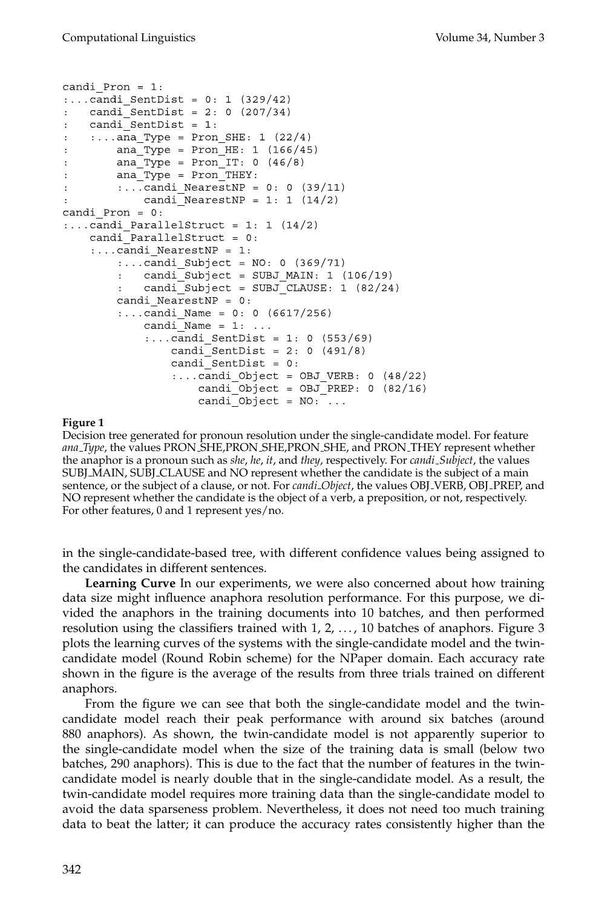```
candi_Pron = 1:
:...candi_SentDist = 0: 1 (329/42)
:   candi_SentDist = 2: 0 (207/34)
:   candi_SentDist = 1:
:   :...ana_Type = Pron_SHE: 1 (22/4)
:       ana_Type = Pron_HE: 1 (166/45)
:       ana_Type = Pron_IT: 0 (46/8)
:       ana_Type = Pron_THEY:
:       :...candi_NearestNP = 0: 0 (39/11)
:           candi_NearestNP = 1: 1 (14/2)
candi_Pron = 0:
:...candi_ParallelStruct = 1: 1 (14/2)
    candi_ParallelStruct = 0:
    :...candi_NearestNP = 1:
        :...candi_Subject = NO: 0 (369/71)
        :   candi_Subject = SUBJ_MAIN: 1 (106/19)
        :   candi_Subject = SUBJ_CLAUSE: 1 (82/24)
        candi_NearestNP = 0:
        :...candi_Name = 0: 0 (6617/256)
            candi_Name = 1: ...
            :...candi_SentDist = 1: 0 (553/69)
                candi_SentDist = 2: 0 (491/8)
                candi_SentDist = 0:
                :...candi_Object = OBJ_VERB: 0 (48/22)
                    candi_Object = OBJ_PREP: 0 (82/16)
                    candi_Object = NO: ...
```

**Figure 1**
Decision tree generated for pronoun resolution under the single-candidate model. For feature *ana_Type*, the values PRON_SHE,PRON_SHE,PRON_SHE, and PRON_THEY represent whether the anaphor is a pronoun such as *she*, *he*, *it*, and *they*, respectively. For *candi_Subject*, the values SUBJ_MAIN, SUBJ_CLAUSE and NO represent whether the candidate is the subject of a main sentence, or the subject of a clause, or not. For *candi_Object*, the values OBJ_VERB, OBJ_PREP, and NO represent whether the candidate is the object of a verb, a preposition, or not, respectively. For other features, 0 and 1 represent yes/no.

in the single-candidate-based tree, with different confidence values being assigned to the candidates in different sentences.

**Learning Curve** In our experiments, we were also concerned about how training data size might influence anaphora resolution performance. For this purpose, we divided the anaphors in the training documents into 10 batches, and then performed resolution using the classifiers trained with 1, 2, ..., 10 batches of anaphors. Figure 3 plots the learning curves of the systems with the single-candidate model and the twin-candidate model (Round Robin scheme) for the NPaper domain. Each accuracy rate shown in the figure is the average of the results from three trials trained on different anaphors.

From the figure we can see that both the single-candidate model and the twin-candidate model reach their peak performance with around six batches (around 880 anaphors). As shown, the twin-candidate model is not apparently superior to the single-candidate model when the size of the training data is small (below two batches, 290 anaphors). This is due to the fact that the number of features in the twin-candidate model is nearly double that in the single-candidate model. As a result, the twin-candidate model requires more training data than the single-candidate model to avoid the data sparseness problem. Nevertheless, it does not need too much training data to beat the latter; it can produce the accuracy rates consistently higher than the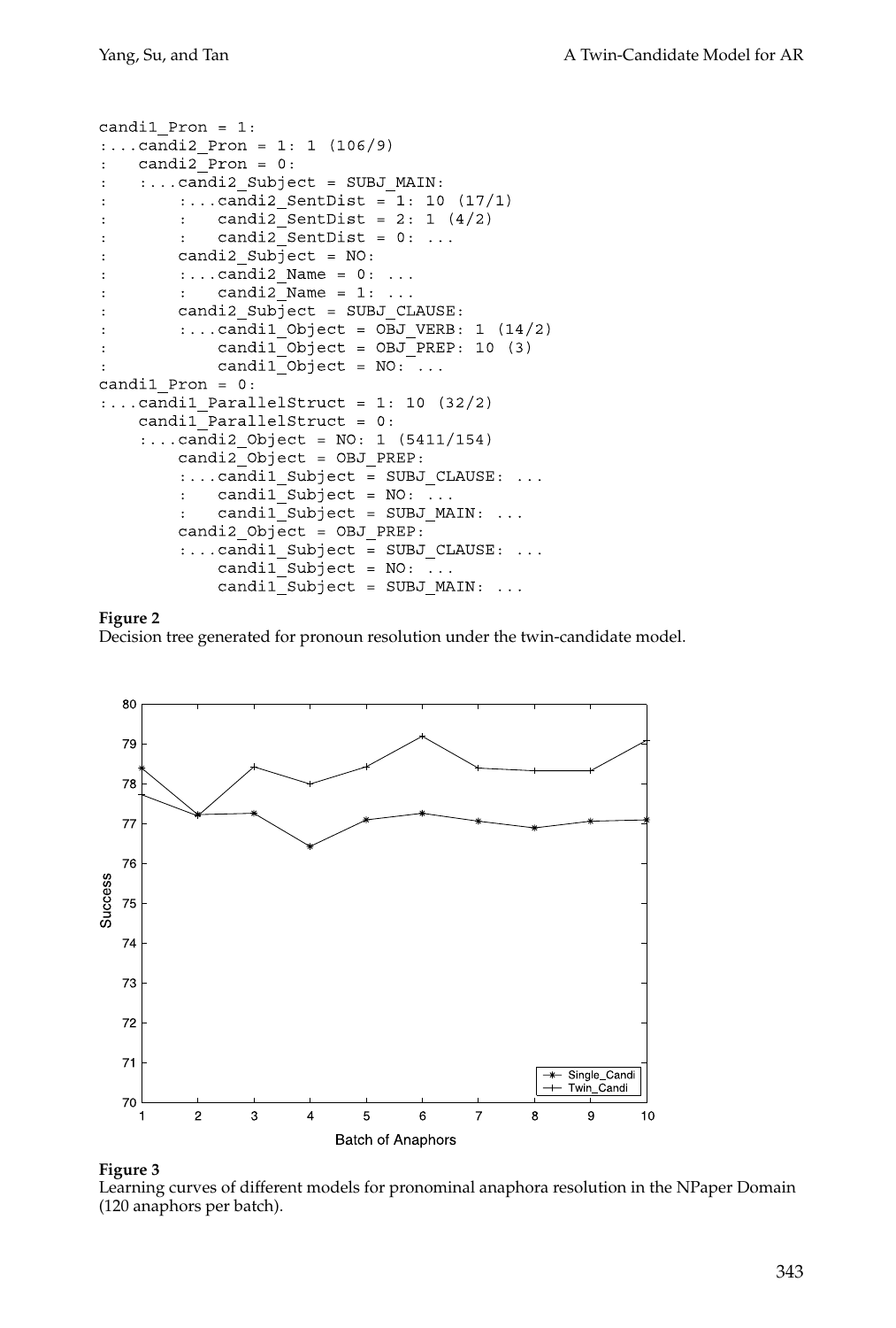```
candi1_Pron = 1:
:...candi2_Pron = 1: 1 (106/9)
:   candi2_Pron = 0:
:   :...candi2_Subject = SUBJ_MAIN:
:       :...candi2_SentDist = 1: 10 (17/1)
:       :   candi2_SentDist = 2: 1 (4/2)
:       :   candi2_SentDist = 0: ...
:       candi2_Subject = NO:
:       :...candi2_Name = 0: ...
:       :   candi2_Name = 1: ...
:       candi2_Subject = SUBJ_CLAUSE:
:       :...candi1_Object = OBJ_VERB: 1 (14/2)
:           candi1_Object = OBJ_PREP: 10 (3)
:           candi1_Object = NO: ...
candi1_Pron = 0:
:...candi1_ParallelStruct = 1: 10 (32/2)
    candi1_ParallelStruct = 0:
    :...candi2_Object = NO: 1 (5411/154)
        candi2_Object = OBJ_PREP:
        :...candi1_Subject = SUBJ_CLAUSE: ...
        :   candi1_Subject = NO: ...
        :   candi1_Subject = SUBJ_MAIN: ...
        candi2_Object = OBJ_PREP:
        :...candi1_Subject = SUBJ_CLAUSE: ...
            candi1_Subject = NO: ...
            candi1_Subject = SUBJ_MAIN: ...
```

**Figure 2**
Decision tree generated for pronoun resolution under the twin-candidate model.

**Figure 3**
Learning curves of different models for pronominal anaphora resolution in the NPaper Domain (120 anaphors per batch).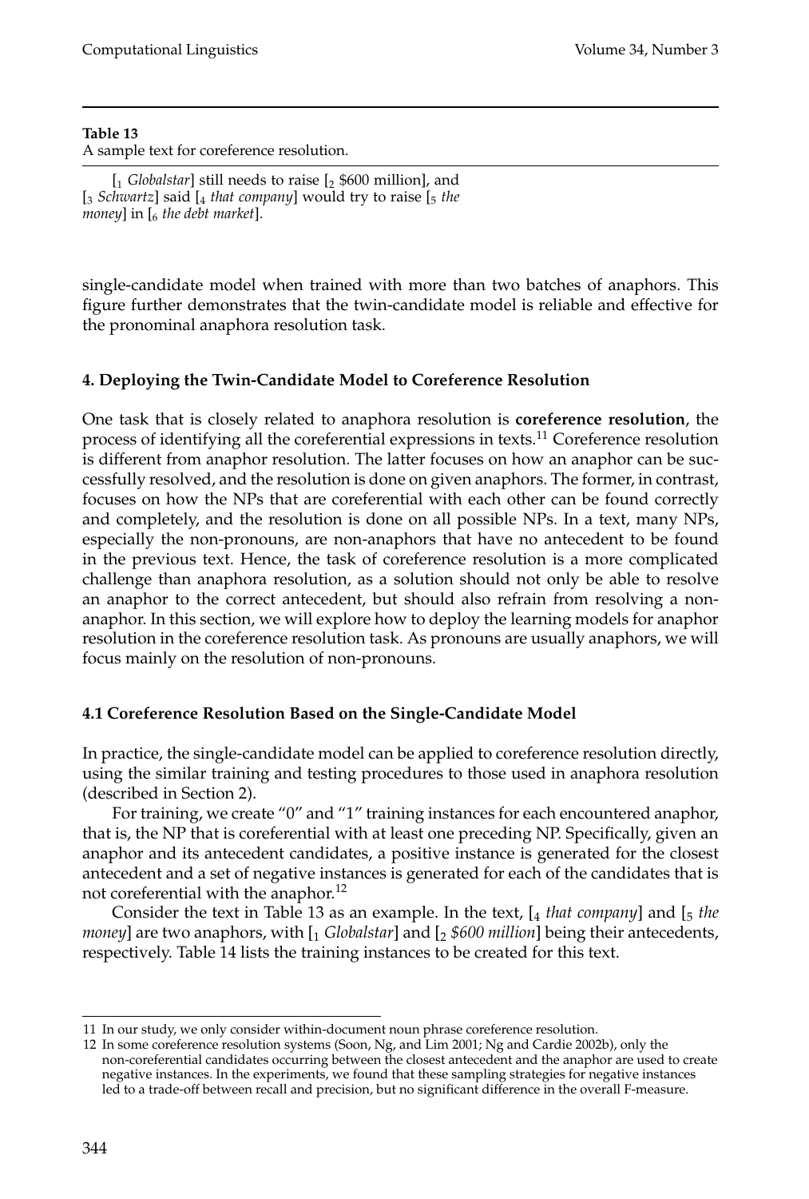**Table 13**
A sample text for coreference resolution.

[$_1$ *Globalstar*] still needs to raise [$_2$ \$600 million], and [$_3$ *Schwartz*] said [$_4$ *that company*] would try to raise [$_5$ *the money*] in [$_6$ *the debt market*].

single-candidate model when trained with more than two batches of anaphors. This figure further demonstrates that the twin-candidate model is reliable and effective for the pronominal anaphora resolution task.

## 4. Deploying the Twin-Candidate Model to Coreference Resolution

One task that is closely related to anaphora resolution is **coreference resolution**, the process of identifying all the coreferential expressions in texts.[11] Coreference resolution is different from anaphor resolution. The latter focuses on how an anaphor can be successfully resolved, and the resolution is done on given anaphors. The former, in contrast, focuses on how the NPs that are coreferential with each other can be found correctly and completely, and the resolution is done on all possible NPs. In a text, many NPs, especially the non-pronouns, are non-anaphors that have no antecedent to be found in the previous text. Hence, the task of coreference resolution is a more complicated challenge than anaphora resolution, as a solution should not only be able to resolve an anaphor to the correct antecedent, but should also refrain from resolving a non-anaphor. In this section, we will explore how to deploy the learning models for anaphor resolution in the coreference resolution task. As pronouns are usually anaphors, we will focus mainly on the resolution of non-pronouns.

### 4.1 Coreference Resolution Based on the Single-Candidate Model

In practice, the single-candidate model can be applied to coreference resolution directly, using the similar training and testing procedures to those used in anaphora resolution (described in Section 2).

For training, we create "0" and "1" training instances for each encountered anaphor, that is, the NP that is coreferential with at least one preceding NP. Specifically, given an anaphor and its antecedent candidates, a positive instance is generated for the closest antecedent and a set of negative instances is generated for each of the candidates that is not coreferential with the anaphor.[12]

Consider the text in Table 13 as an example. In the text, [$_4$ *that company*] and [$_5$ *the money*] are two anaphors, with [$_1$ *Globalstar*] and [$_2$ *\$600 million*] being their antecedents, respectively. Table 14 lists the training instances to be created for this text.

---

11 In our study, we only consider within-document noun phrase coreference resolution.

12 In some coreference resolution systems (Soon, Ng, and Lim 2001; Ng and Cardie 2002b), only the non-coreferential candidates occurring between the closest antecedent and the anaphor are used to create negative instances. In the experiments, we found that these sampling strategies for negative instances led to a trade-off between recall and precision, but no significant difference in the overall F-measure.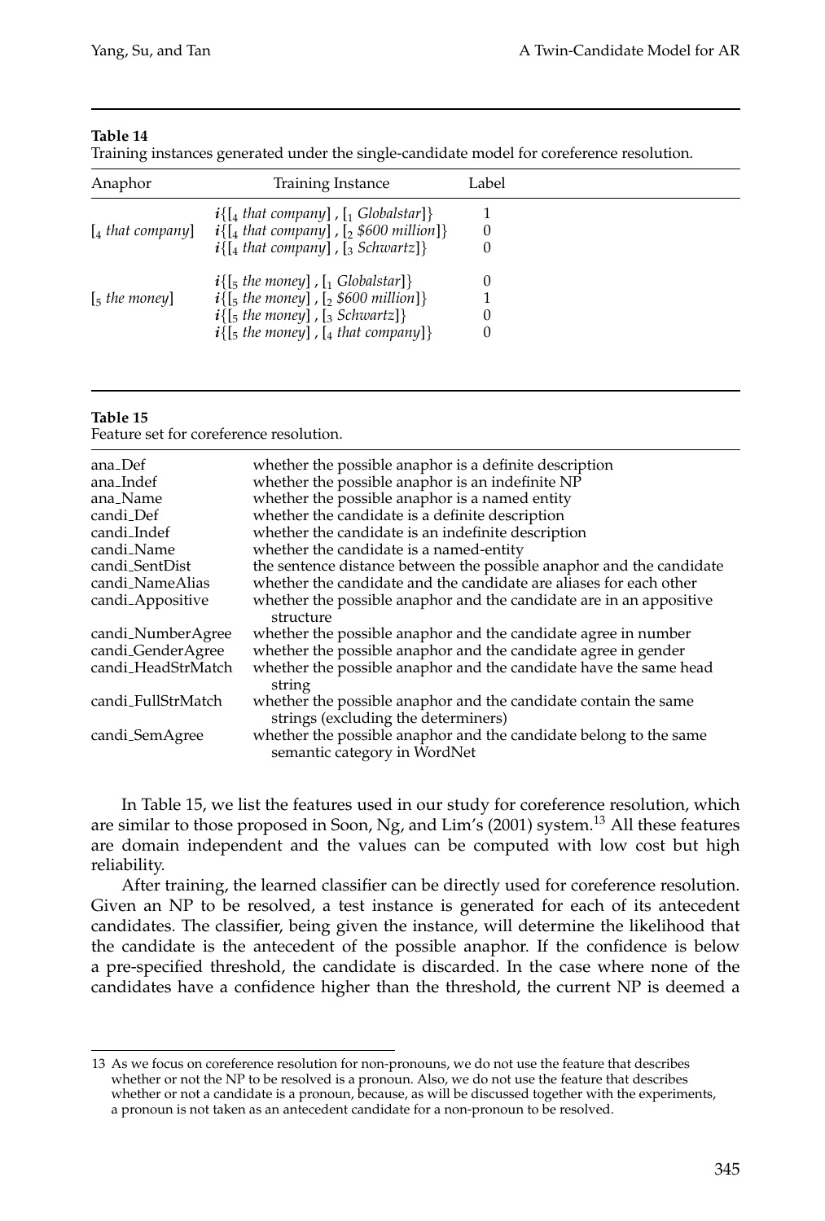**Table 14**
Training instances generated under the single-candidate model for coreference resolution.

| Anaphor | Training Instance | Label |
|---|---|---|
| [$_4$ *that company*] | $i${[$_4$ *that company*] , [$_1$ *Globalstar*]} | 1 |
| | $i${[$_4$ *that company*] , [$_2$ *$600 million*]} | 0 |
| | $i${[$_4$ *that company*] , [$_3$ *Schwartz*]} | 0 |
| [$_5$ *the money*] | $i${[$_5$ *the money*] , [$_1$ *Globalstar*]} | 0 |
| | $i${[$_5$ *the money*] , [$_2$ *$600 million*]} | 1 |
| | $i${[$_5$ *the money*] , [$_3$ *Schwartz*]} | 0 |
| | $i${[$_5$ *the money*] , [$_4$ *that company*]} | 0 |

**Table 15**
Feature set for coreference resolution.

| | |
|---|---|
| ana_Def | whether the possible anaphor is a definite description |
| ana_Indef | whether the possible anaphor is an indefinite NP |
| ana_Name | whether the possible anaphor is a named entity |
| candi_Def | whether the candidate is a definite description |
| candi_Indef | whether the candidate is an indefinite description |
| candi_Name | whether the candidate is a named-entity |
| candi_SentDist | the sentence distance between the possible anaphor and the candidate |
| candi_NameAlias | whether the candidate and the candidate are aliases for each other |
| candi_Appositive | whether the possible anaphor and the candidate are in an appositive structure |
| candi_NumberAgree | whether the possible anaphor and the candidate agree in number |
| candi_GenderAgree | whether the possible anaphor and the candidate agree in gender |
| candi_HeadStrMatch | whether the possible anaphor and the candidate have the same head string |
| candi_FullStrMatch | whether the possible anaphor and the candidate contain the same strings (excluding the determiners) |
| candi_SemAgree | whether the possible anaphor and the candidate belong to the same semantic category in WordNet |

In Table 15, we list the features used in our study for coreference resolution, which are similar to those proposed in Soon, Ng, and Lim's (2001) system.[13] All these features are domain independent and the values can be computed with low cost but high reliability.

After training, the learned classifier can be directly used for coreference resolution. Given an NP to be resolved, a test instance is generated for each of its antecedent candidates. The classifier, being given the instance, will determine the likelihood that the candidate is the antecedent of the possible anaphor. If the confidence is below a pre-specified threshold, the candidate is discarded. In the case where none of the candidates have a confidence higher than the threshold, the current NP is deemed a

13 As we focus on coreference resolution for non-pronouns, we do not use the feature that describes whether or not the NP to be resolved is a pronoun. Also, we do not use the feature that describes whether or not a candidate is a pronoun, because, as will be discussed together with the experiments, a pronoun is not taken as an antecedent candidate for a non-pronoun to be resolved.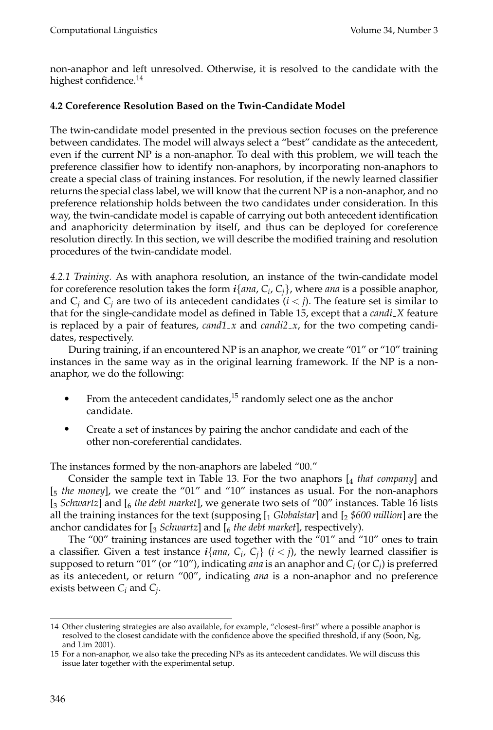non-anaphor and left unresolved. Otherwise, it is resolved to the candidate with the highest confidence.[14]

### 4.2 Coreference Resolution Based on the Twin-Candidate Model

The twin-candidate model presented in the previous section focuses on the preference between candidates. The model will always select a "best" candidate as the antecedent, even if the current NP is a non-anaphor. To deal with this problem, we will teach the preference classifier how to identify non-anaphors, by incorporating non-anaphors to create a special class of training instances. For resolution, if the newly learned classifier returns the special class label, we will know that the current NP is a non-anaphor, and no preference relationship holds between the two candidates under consideration. In this way, the twin-candidate model is capable of carrying out both antecedent identification and anaphoricity determination by itself, and thus can be deployed for coreference resolution directly. In this section, we will describe the modified training and resolution procedures of the twin-candidate model.

*4.2.1 Training.* As with anaphora resolution, an instance of the twin-candidate model for coreference resolution takes the form $\boldsymbol{i}\{ana, C_i, C_j\}$, where *ana* is a possible anaphor, and $C_j$ and $C_j$ are two of its antecedent candidates ($i < j$). The feature set is similar to that for the single-candidate model as defined in Table 15, except that a *candi_X* feature is replaced by a pair of features, *cand1_x* and *candi2_x*, for the two competing candidates, respectively.

During training, if an encountered NP is an anaphor, we create "01" or "10" training instances in the same way as in the original learning framework. If the NP is a non-anaphor, we do the following:

- From the antecedent candidates,[15] randomly select one as the anchor candidate.
- Create a set of instances by pairing the anchor candidate and each of the other non-coreferential candidates.

The instances formed by the non-anaphors are labeled "00."

Consider the sample text in Table 13. For the two anaphors [$_4$ *that company*] and [$_5$ *the money*], we create the "01" and "10" instances as usual. For the non-anaphors [$_3$ *Schwartz*] and [$_6$ *the debt market*], we generate two sets of "00" instances. Table 16 lists all the training instances for the text (supposing [$_1$ *Globalstar*] and [$_2$ *\$600 million*] are the anchor candidates for [$_3$ *Schwartz*] and [$_6$ *the debt market*], respectively).

The "00" training instances are used together with the "01" and "10" ones to train a classifier. Given a test instance $\boldsymbol{i}\{ana, C_i, C_j\}$ ($i < j$), the newly learned classifier is supposed to return "01" (or "10"), indicating *ana* is an anaphor and $C_i$ (or $C_j$) is preferred as its antecedent, or return "00", indicating *ana* is a non-anaphor and no preference exists between $C_i$ and $C_j$.

---

14 Other clustering strategies are also available, for example, "closest-first" where a possible anaphor is resolved to the closest candidate with the confidence above the specified threshold, if any (Soon, Ng, and Lim 2001).

15 For a non-anaphor, we also take the preceding NPs as its antecedent candidates. We will discuss this issue later together with the experimental setup.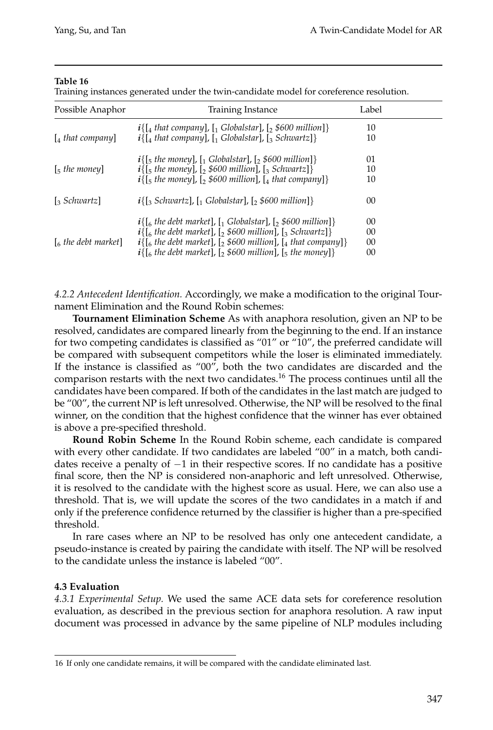**Table 16**

Training instances generated under the twin-candidate model for coreference resolution.

| Possible Anaphor | Training Instance | Label |
|---|---|---|
| [$_4$ *that company*] | ***i***{[$_4$ *that company*], [$_1$ *Globalstar*], [$_2$ *$600 million*]} | 10 |
| | ***i***{[$_4$ *that company*], [$_1$ *Globalstar*], [$_3$ *Schwartz*]} | 10 |
| [$_5$ *the money*] | ***i***{[$_5$ *the money*], [$_1$ *Globalstar*], [$_2$ *$600 million*]} | 01 |
| | ***i***{[$_5$ *the money*], [$_2$ *$600 million*], [$_3$ *Schwartz*]} | 10 |
| | ***i***{[$_5$ *the money*], [$_2$ *$600 million*], [$_4$ *that company*]} | 10 |
| [$_3$ *Schwartz*] | ***i***{[$_3$ *Schwartz*], [$_1$ *Globalstar*], [$_2$ *$600 million*]} | 00 |
| [$_6$ *the debt market*] | ***i***{[$_6$ *the debt market*], [$_1$ *Globalstar*], [$_2$ *$600 million*]} | 00 |
| | ***i***{[$_6$ *the debt market*], [$_2$ *$600 million*], [$_3$ *Schwartz*]} | 00 |
| | ***i***{[$_6$ *the debt market*], [$_2$ *$600 million*], [$_4$ *that company*]} | 00 |
| | ***i***{[$_6$ *the debt market*], [$_2$ *$600 million*], [$_5$ *the money*]} | 00 |

*4.2.2 Antecedent Identification.* Accordingly, we make a modification to the original Tournament Elimination and the Round Robin schemes:

**Tournament Elimination Scheme** As with anaphora resolution, given an NP to be resolved, candidates are compared linearly from the beginning to the end. If an instance for two competing candidates is classified as "01" or "10", the preferred candidate will be compared with subsequent competitors while the loser is eliminated immediately. If the instance is classified as "00", both the two candidates are discarded and the comparison restarts with the next two candidates.[16] The process continues until all the candidates have been compared. If both of the candidates in the last match are judged to be "00", the current NP is left unresolved. Otherwise, the NP will be resolved to the final winner, on the condition that the highest confidence that the winner has ever obtained is above a pre-specified threshold.

**Round Robin Scheme** In the Round Robin scheme, each candidate is compared with every other candidate. If two candidates are labeled "00" in a match, both candidates receive a penalty of $-1$ in their respective scores. If no candidate has a positive final score, then the NP is considered non-anaphoric and left unresolved. Otherwise, it is resolved to the candidate with the highest score as usual. Here, we can also use a threshold. That is, we will update the scores of the two candidates in a match if and only if the preference confidence returned by the classifier is higher than a pre-specified threshold.

In rare cases where an NP to be resolved has only one antecedent candidate, a pseudo-instance is created by pairing the candidate with itself. The NP will be resolved to the candidate unless the instance is labeled "00".

### 4.3 Evaluation

*4.3.1 Experimental Setup.* We used the same ACE data sets for coreference resolution evaluation, as described in the previous section for anaphora resolution. A raw input document was processed in advance by the same pipeline of NLP modules including

16 If only one candidate remains, it will be compared with the candidate eliminated last.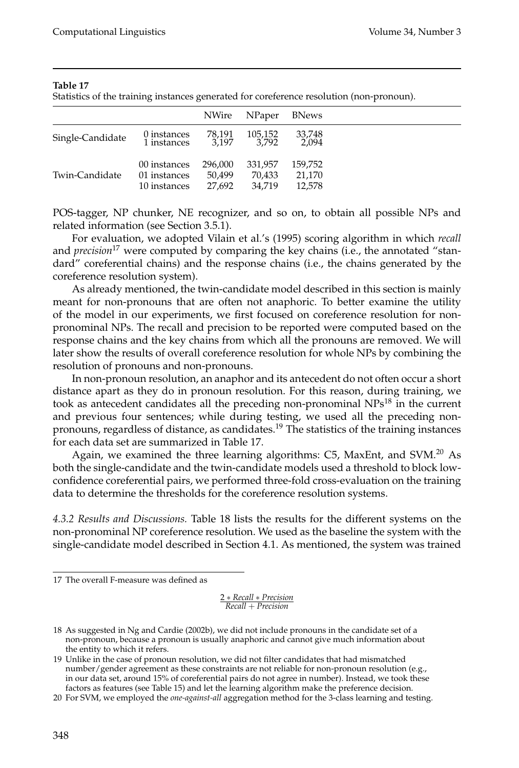**Table 17**
Statistics of the training instances generated for coreference resolution (non-pronoun).

| | | NWire | NPaper | BNews |
|---|---|---|---|---|
| Single-Candidate | 0 instances | 78,191 | 105,152 | 33,748 |
| | 1 instances | 3,197 | 3,792 | 2,094 |
| Twin-Candidate | 00 instances | 296,000 | 331,957 | 159,752 |
| | 01 instances | 50,499 | 70,433 | 21,170 |
| | 10 instances | 27,692 | 34,719 | 12,578 |

POS-tagger, NP chunker, NE recognizer, and so on, to obtain all possible NPs and related information (see Section 3.5.1).

For evaluation, we adopted Vilain et al.'s (1995) scoring algorithm in which *recall* and *precision*[17] were computed by comparing the key chains (i.e., the annotated "standard" coreferential chains) and the response chains (i.e., the chains generated by the coreference resolution system).

As already mentioned, the twin-candidate model described in this section is mainly meant for non-pronouns that are often not anaphoric. To better examine the utility of the model in our experiments, we first focused on coreference resolution for non-pronominal NPs. The recall and precision to be reported were computed based on the response chains and the key chains from which all the pronouns are removed. We will later show the results of overall coreference resolution for whole NPs by combining the resolution of pronouns and non-pronouns.

In non-pronoun resolution, an anaphor and its antecedent do not often occur a short distance apart as they do in pronoun resolution. For this reason, during training, we took as antecedent candidates all the preceding non-pronominal NPs[18] in the current and previous four sentences; while during testing, we used all the preceding non-pronouns, regardless of distance, as candidates.[19] The statistics of the training instances for each data set are summarized in Table 17.

Again, we examined the three learning algorithms: C5, MaxEnt, and SVM.[20] As both the single-candidate and the twin-candidate models used a threshold to block low-confidence coreferential pairs, we performed three-fold cross-evaluation on the training data to determine the thresholds for the coreference resolution systems.

*4.3.2 Results and Discussions.* Table 18 lists the results for the different systems on the non-pronominal NP coreference resolution. We used as the baseline the system with the single-candidate model described in Section 4.1. As mentioned, the system was trained

---

17 The overall F-measure was defined as

$$\frac{2 * Recall * Precision}{Recall + Precision}$$

18 As suggested in Ng and Cardie (2002b), we did not include pronouns in the candidate set of a non-pronoun, because a pronoun is usually anaphoric and cannot give much information about the entity to which it refers.

19 Unlike in the case of pronoun resolution, we did not filter candidates that had mismatched number/gender agreement as these constraints are not reliable for non-pronoun resolution (e.g., in our data set, around 15% of coreferential pairs do not agree in number). Instead, we took these factors as features (see Table 15) and let the learning algorithm make the preference decision.

20 For SVM, we employed the *one-against-all* aggregation method for the 3-class learning and testing.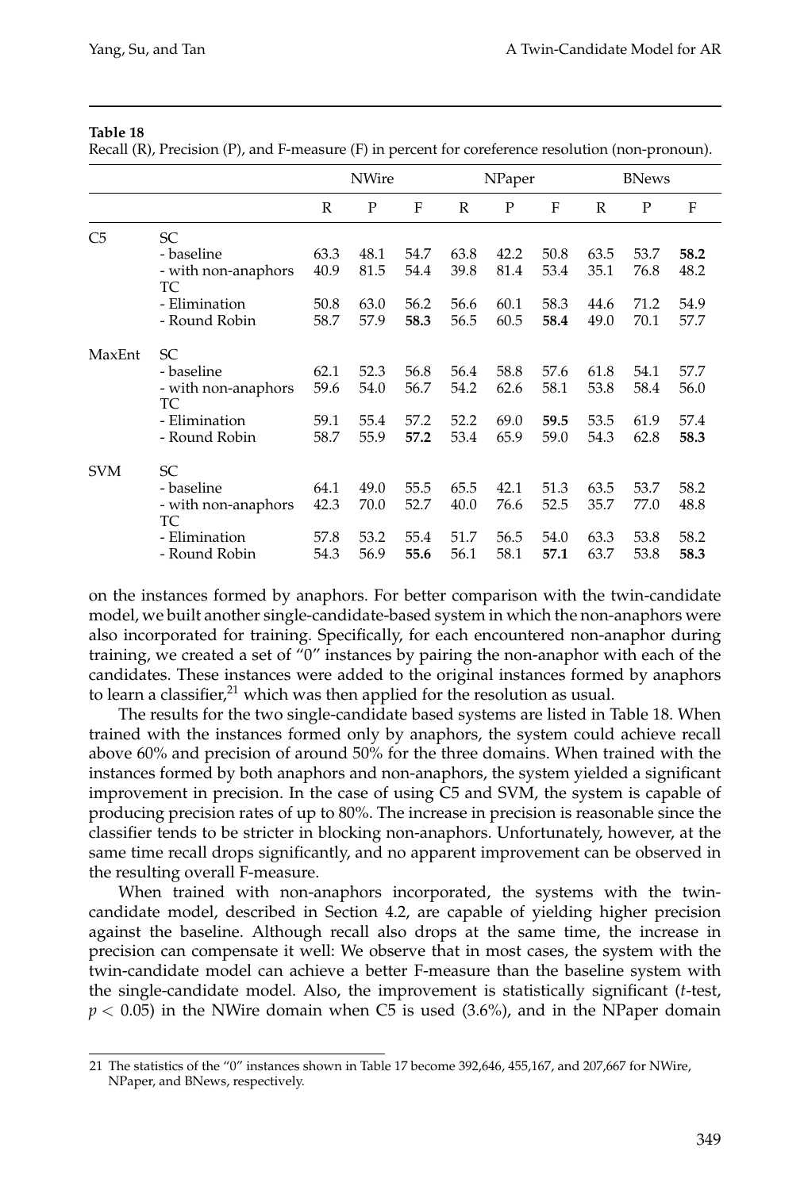**Table 18**
Recall (R), Precision (P), and F-measure (F) in percent for coreference resolution (non-pronoun).

| | | NWire | | | NPaper | | | BNews | | |
|---|---|---|---|---|---|---|---|---|---|---|
| | | R | P | F | R | P | F | R | P | F |
| C5 | SC | | | | | | | | | |
| | - baseline | 63.3 | 48.1 | 54.7 | 63.8 | 42.2 | 50.8 | 63.5 | 53.7 | **58.2** |
| | - with non-anaphors | 40.9 | 81.5 | 54.4 | 39.8 | 81.4 | 53.4 | 35.1 | 76.8 | 48.2 |
| | TC | | | | | | | | | |
| | - Elimination | 50.8 | 63.0 | 56.2 | 56.6 | 60.1 | 58.3 | 44.6 | 71.2 | 54.9 |
| | - Round Robin | 58.7 | 57.9 | **58.3** | 56.5 | 60.5 | **58.4** | 49.0 | 70.1 | 57.7 |
| MaxEnt | SC | | | | | | | | | |
| | - baseline | 62.1 | 52.3 | 56.8 | 56.4 | 58.8 | 57.6 | 61.8 | 54.1 | 57.7 |
| | - with non-anaphors | 59.6 | 54.0 | 56.7 | 54.2 | 62.6 | 58.1 | 53.8 | 58.4 | 56.0 |
| | TC | | | | | | | | | |
| | - Elimination | 59.1 | 55.4 | 57.2 | 52.2 | 69.0 | **59.5** | 53.5 | 61.9 | 57.4 |
| | - Round Robin | 58.7 | 55.9 | **57.2** | 53.4 | 65.9 | 59.0 | 54.3 | 62.8 | **58.3** |
| SVM | SC | | | | | | | | | |
| | - baseline | 64.1 | 49.0 | 55.5 | 65.5 | 42.1 | 51.3 | 63.5 | 53.7 | 58.2 |
| | - with non-anaphors | 42.3 | 70.0 | 52.7 | 40.0 | 76.6 | 52.5 | 35.7 | 77.0 | 48.8 |
| | TC | | | | | | | | | |
| | - Elimination | 57.8 | 53.2 | 55.4 | 51.7 | 56.5 | 54.0 | 63.3 | 53.8 | 58.2 |
| | - Round Robin | 54.3 | 56.9 | **55.6** | 56.1 | 58.1 | **57.1** | 63.7 | 53.8 | **58.3** |

on the instances formed by anaphors. For better comparison with the twin-candidate model, we built another single-candidate-based system in which the non-anaphors were also incorporated for training. Specifically, for each encountered non-anaphor during training, we created a set of "0" instances by pairing the non-anaphor with each of the candidates. These instances were added to the original instances formed by anaphors to learn a classifier,[21] which was then applied for the resolution as usual.

The results for the two single-candidate based systems are listed in Table 18. When trained with the instances formed only by anaphors, the system could achieve recall above 60% and precision of around 50% for the three domains. When trained with the instances formed by both anaphors and non-anaphors, the system yielded a significant improvement in precision. In the case of using C5 and SVM, the system is capable of producing precision rates of up to 80%. The increase in precision is reasonable since the classifier tends to be stricter in blocking non-anaphors. Unfortunately, however, at the same time recall drops significantly, and no apparent improvement can be observed in the resulting overall F-measure.

When trained with non-anaphors incorporated, the systems with the twin-candidate model, described in Section 4.2, are capable of yielding higher precision against the baseline. Although recall also drops at the same time, the increase in precision can compensate it well: We observe that in most cases, the system with the twin-candidate model can achieve a better F-measure than the baseline system with the single-candidate model. Also, the improvement is statistically significant (*t*-test, $p < 0.05$) in the NWire domain when C5 is used (3.6%), and in the NPaper domain

21 The statistics of the "0" instances shown in Table 17 become 392,646, 455,167, and 207,667 for NWire, NPaper, and BNews, respectively.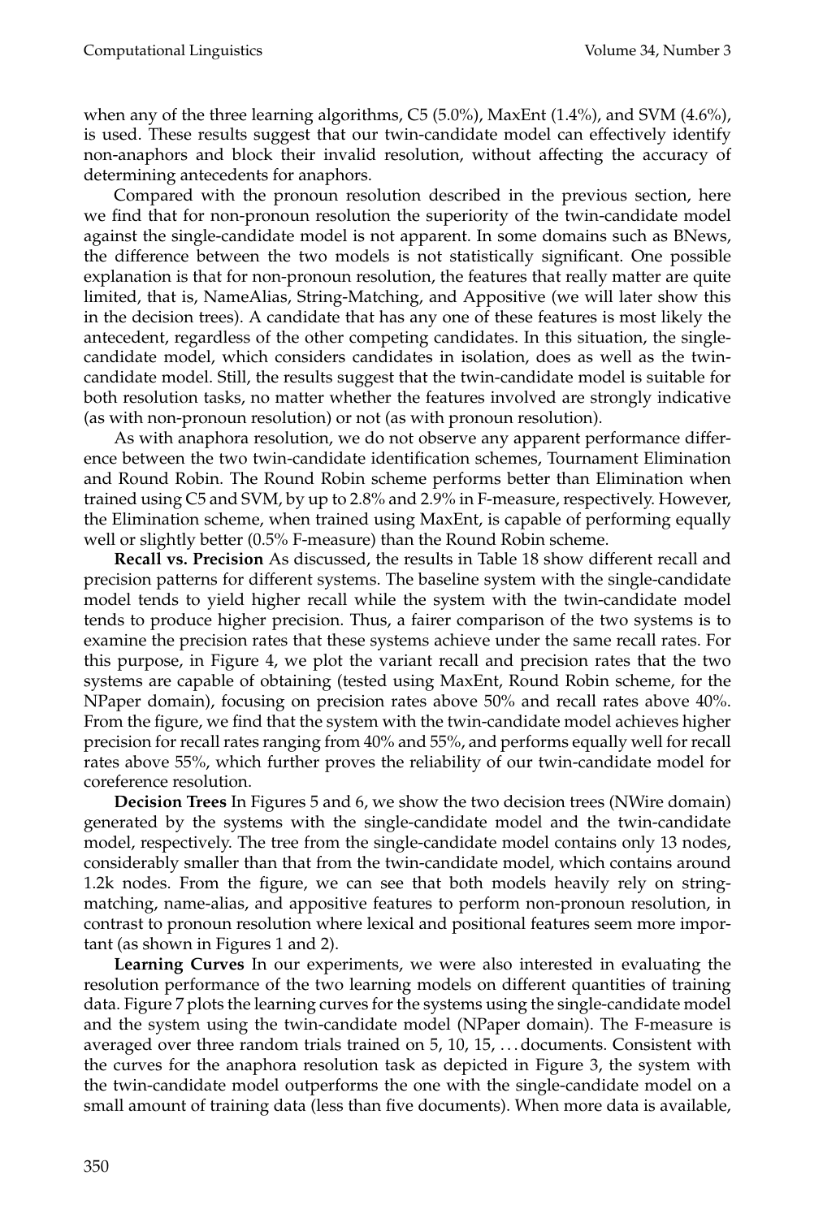when any of the three learning algorithms, C5 (5.0%), MaxEnt (1.4%), and SVM (4.6%), is used. These results suggest that our twin-candidate model can effectively identify non-anaphors and block their invalid resolution, without affecting the accuracy of determining antecedents for anaphors.

Compared with the pronoun resolution described in the previous section, here we find that for non-pronoun resolution the superiority of the twin-candidate model against the single-candidate model is not apparent. In some domains such as BNews, the difference between the two models is not statistically significant. One possible explanation is that for non-pronoun resolution, the features that really matter are quite limited, that is, NameAlias, String-Matching, and Appositive (we will later show this in the decision trees). A candidate that has any one of these features is most likely the antecedent, regardless of the other competing candidates. In this situation, the single-candidate model, which considers candidates in isolation, does as well as the twin-candidate model. Still, the results suggest that the twin-candidate model is suitable for both resolution tasks, no matter whether the features involved are strongly indicative (as with non-pronoun resolution) or not (as with pronoun resolution).

As with anaphora resolution, we do not observe any apparent performance difference between the two twin-candidate identification schemes, Tournament Elimination and Round Robin. The Round Robin scheme performs better than Elimination when trained using C5 and SVM, by up to 2.8% and 2.9% in F-measure, respectively. However, the Elimination scheme, when trained using MaxEnt, is capable of performing equally well or slightly better (0.5% F-measure) than the Round Robin scheme.

**Recall vs. Precision** As discussed, the results in Table 18 show different recall and precision patterns for different systems. The baseline system with the single-candidate model tends to yield higher recall while the system with the twin-candidate model tends to produce higher precision. Thus, a fairer comparison of the two systems is to examine the precision rates that these systems achieve under the same recall rates. For this purpose, in Figure 4, we plot the variant recall and precision rates that the two systems are capable of obtaining (tested using MaxEnt, Round Robin scheme, for the NPaper domain), focusing on precision rates above 50% and recall rates above 40%. From the figure, we find that the system with the twin-candidate model achieves higher precision for recall rates ranging from 40% and 55%, and performs equally well for recall rates above 55%, which further proves the reliability of our twin-candidate model for coreference resolution.

**Decision Trees** In Figures 5 and 6, we show the two decision trees (NWire domain) generated by the systems with the single-candidate model and the twin-candidate model, respectively. The tree from the single-candidate model contains only 13 nodes, considerably smaller than that from the twin-candidate model, which contains around 1.2k nodes. From the figure, we can see that both models heavily rely on string-matching, name-alias, and appositive features to perform non-pronoun resolution, in contrast to pronoun resolution where lexical and positional features seem more important (as shown in Figures 1 and 2).

**Learning Curves** In our experiments, we were also interested in evaluating the resolution performance of the two learning models on different quantities of training data. Figure 7 plots the learning curves for the systems using the single-candidate model and the system using the twin-candidate model (NPaper domain). The F-measure is averaged over three random trials trained on 5, 10, 15, ... documents. Consistent with the curves for the anaphora resolution task as depicted in Figure 3, the system with the twin-candidate model outperforms the one with the single-candidate model on a small amount of training data (less than five documents). When more data is available,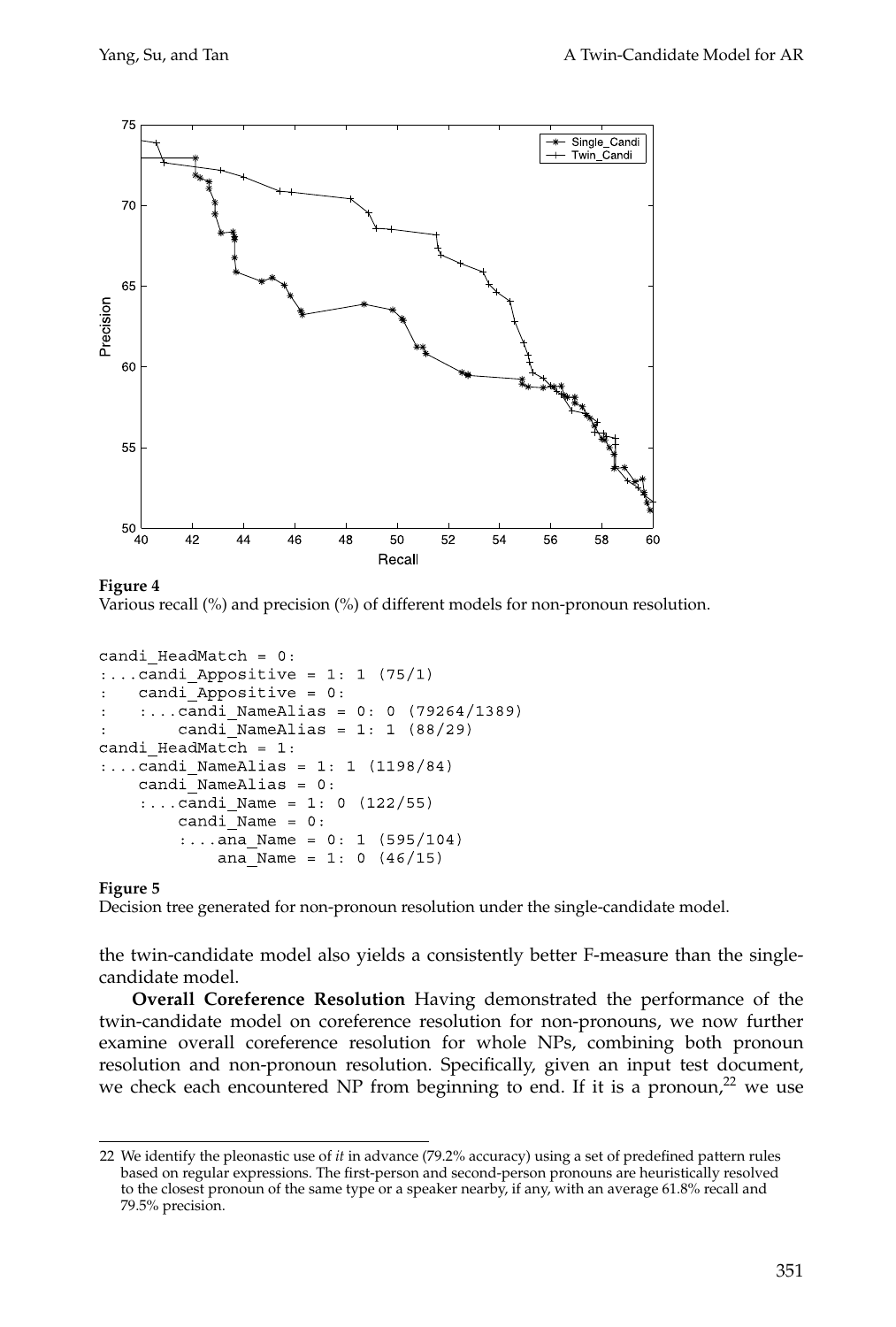**Figure 4**
Various recall (%) and precision (%) of different models for non-pronoun resolution.

```
candi_HeadMatch = 0:
:...candi_Appositive = 1: 1 (75/1)
:   candi_Appositive = 0:
:   :...candi_NameAlias = 0: 0 (79264/1389)
:       candi_NameAlias = 1: 1 (88/29)
candi_HeadMatch = 1:
:...candi_NameAlias = 1: 1 (1198/84)
    candi_NameAlias = 0:
    :...candi_Name = 1: 0 (122/55)
        candi_Name = 0:
        :...ana_Name = 0: 1 (595/104)
            ana_Name = 1: 0 (46/15)
```

**Figure 5**
Decision tree generated for non-pronoun resolution under the single-candidate model.

the twin-candidate model also yields a consistently better F-measure than the single-candidate model.

**Overall Coreference Resolution** Having demonstrated the performance of the twin-candidate model on coreference resolution for non-pronouns, we now further examine overall coreference resolution for whole NPs, combining both pronoun resolution and non-pronoun resolution. Specifically, given an input test document, we check each encountered NP from beginning to end. If it is a pronoun,[22] we use

22 We identify the pleonastic use of *it* in advance (79.2% accuracy) using a set of predefined pattern rules based on regular expressions. The first-person and second-person pronouns are heuristically resolved to the closest pronoun of the same type or a speaker nearby, if any, with an average 61.8% recall and 79.5% precision.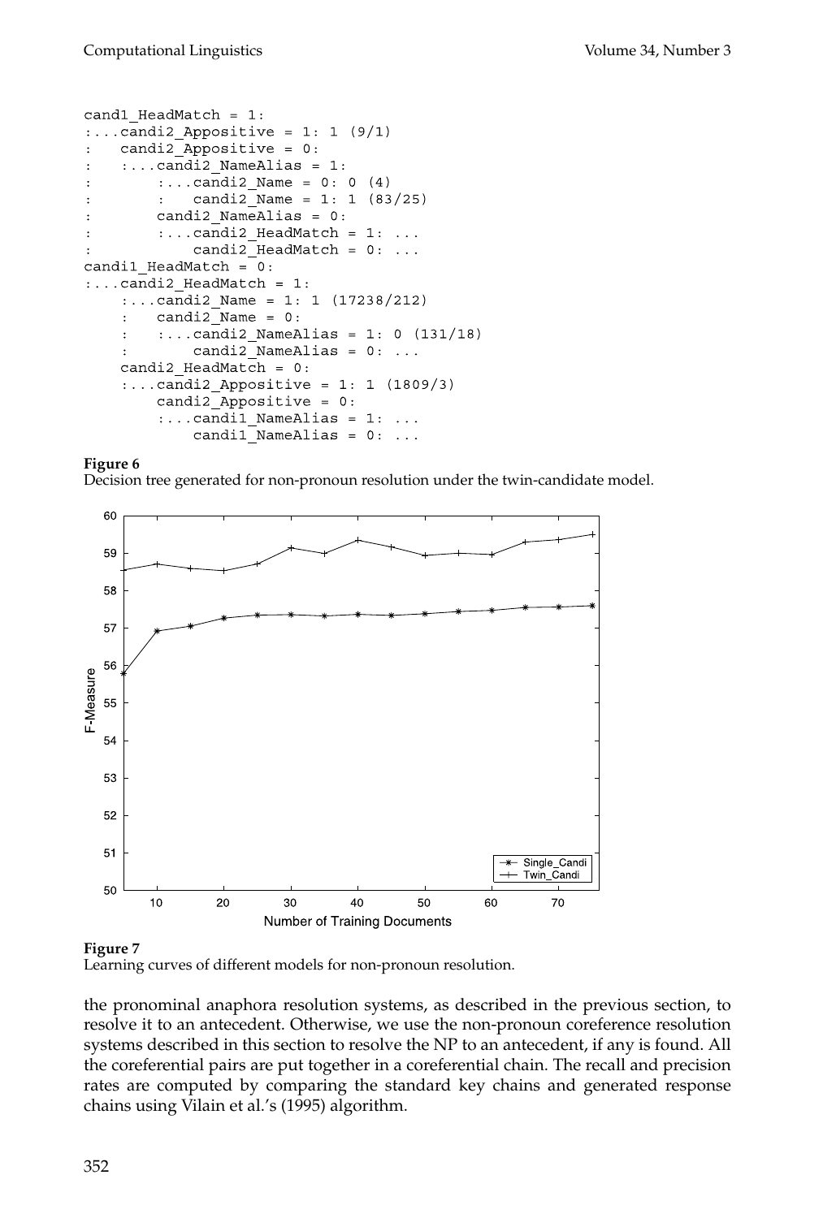```
cand1_HeadMatch = 1:
:...candi2_Appositive = 1: 1 (9/1)
:   candi2_Appositive = 0:
:   :...candi2_NameAlias = 1:
:       :...candi2_Name = 0: 0 (4)
:       :   candi2_Name = 1: 1 (83/25)
:       candi2_NameAlias = 0:
:       :...candi2_HeadMatch = 1: ...
:           candi2_HeadMatch = 0: ...
candi1_HeadMatch = 0:
:...candi2_HeadMatch = 1:
    :...candi2_Name = 1: 1 (17238/212)
    :   candi2_Name = 0:
    :   :...candi2_NameAlias = 1: 0 (131/18)
    :       candi2_NameAlias = 0: ...
    candi2_HeadMatch = 0:
    :...candi2_Appositive = 1: 1 (1809/3)
        candi2_Appositive = 0:
        :...candi1_NameAlias = 1: ...
            candi1_NameAlias = 0: ...
```

**Figure 6**
Decision tree generated for non-pronoun resolution under the twin-candidate model.

**Figure 7**
Learning curves of different models for non-pronoun resolution.

the pronominal anaphora resolution systems, as described in the previous section, to resolve it to an antecedent. Otherwise, we use the non-pronoun coreference resolution systems described in this section to resolve the NP to an antecedent, if any is found. All the coreferential pairs are put together in a coreferential chain. The recall and precision rates are computed by comparing the standard key chains and generated response chains using Vilain et al.'s (1995) algorithm.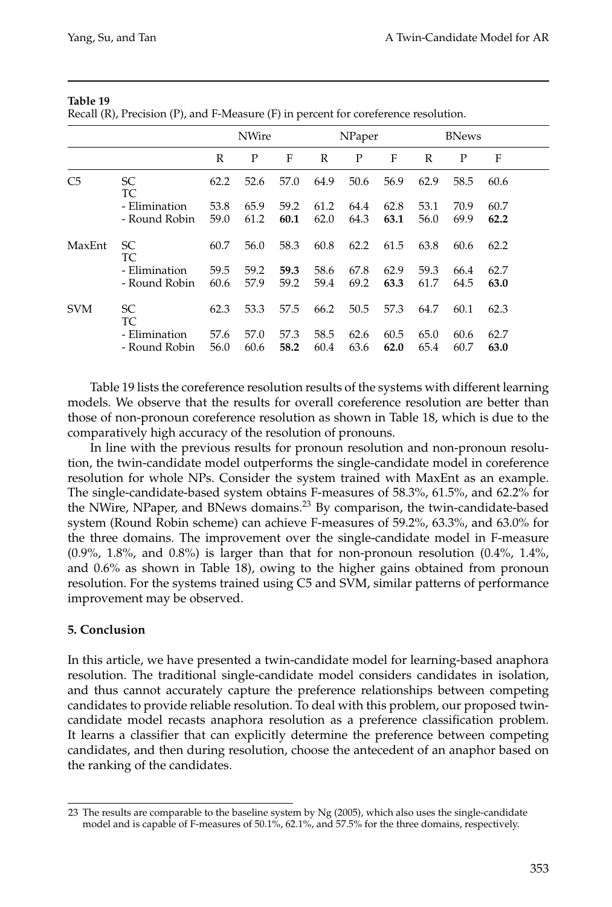**Table 19**
Recall (R), Precision (P), and F-Measure (F) in percent for coreference resolution.

| | | NWire | | | NPaper | | | BNews | | |
|---|---|---|---|---|---|---|---|---|---|---|
| | | R | P | F | R | P | F | R | P | F |
| C5 | SC | 62.2 | 52.6 | 57.0 | 64.9 | 50.6 | 56.9 | 62.9 | 58.5 | 60.6 |
| | TC | | | | | | | | | |
| | - Elimination | 53.8 | 65.9 | 59.2 | 61.2 | 64.4 | 62.8 | 53.1 | 70.9 | 60.7 |
| | - Round Robin | 59.0 | 61.2 | **60.1** | 62.0 | 64.3 | **63.1** | 56.0 | 69.9 | **62.2** |
| MaxEnt | SC | 60.7 | 56.0 | 58.3 | 60.8 | 62.2 | 61.5 | 63.8 | 60.6 | 62.2 |
| | TC | | | | | | | | | |
| | - Elimination | 59.5 | 59.2 | **59.3** | 58.6 | 67.8 | 62.9 | 59.3 | 66.4 | 62.7 |
| | - Round Robin | 60.6 | 57.9 | 59.2 | 59.4 | 69.2 | **63.3** | 61.7 | 64.5 | **63.0** |
| SVM | SC | 62.3 | 53.3 | 57.5 | 66.2 | 50.5 | 57.3 | 64.7 | 60.1 | 62.3 |
| | TC | | | | | | | | | |
| | - Elimination | 57.6 | 57.0 | 57.3 | 58.5 | 62.6 | 60.5 | 65.0 | 60.6 | 62.7 |
| | - Round Robin | 56.0 | 60.6 | **58.2** | 60.4 | 63.6 | **62.0** | 65.4 | 60.7 | **63.0** |

Table 19 lists the coreference resolution results of the systems with different learning models. We observe that the results for overall coreference resolution are better than those of non-pronoun coreference resolution as shown in Table 18, which is due to the comparatively high accuracy of the resolution of pronouns.

In line with the previous results for pronoun resolution and non-pronoun resolution, the twin-candidate model outperforms the single-candidate model in coreference resolution for whole NPs. Consider the system trained with MaxEnt as an example. The single-candidate-based system obtains F-measures of 58.3%, 61.5%, and 62.2% for the NWire, NPaper, and BNews domains.[23] By comparison, the twin-candidate-based system (Round Robin scheme) can achieve F-measures of 59.2%, 63.3%, and 63.0% for the three domains. The improvement over the single-candidate model in F-measure (0.9%, 1.8%, and 0.8%) is larger than that for non-pronoun resolution (0.4%, 1.4%, and 0.6% as shown in Table 18), owing to the higher gains obtained from pronoun resolution. For the systems trained using C5 and SVM, similar patterns of performance improvement may be observed.

## 5. Conclusion

In this article, we have presented a twin-candidate model for learning-based anaphora resolution. The traditional single-candidate model considers candidates in isolation, and thus cannot accurately capture the preference relationships between competing candidates to provide reliable resolution. To deal with this problem, our proposed twin-candidate model recasts anaphora resolution as a preference classification problem. It learns a classifier that can explicitly determine the preference between competing candidates, and then during resolution, choose the antecedent of an anaphor based on the ranking of the candidates.

23 The results are comparable to the baseline system by Ng (2005), which also uses the single-candidate model and is capable of F-measures of 50.1%, 62.1%, and 57.5% for the three domains, respectively.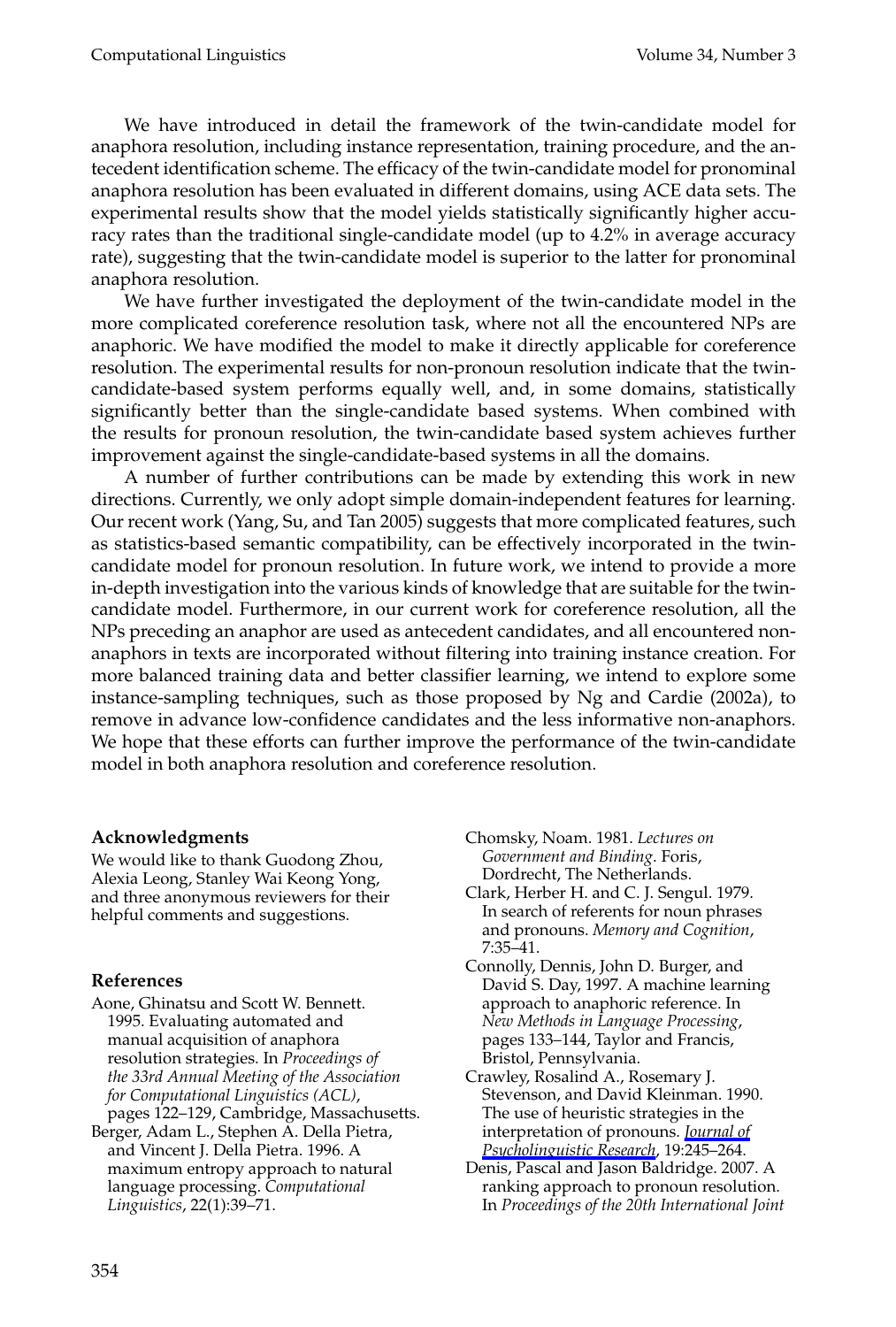We have introduced in detail the framework of the twin-candidate model for anaphora resolution, including instance representation, training procedure, and the antecedent identification scheme. The efficacy of the twin-candidate model for pronominal anaphora resolution has been evaluated in different domains, using ACE data sets. The experimental results show that the model yields statistically significantly higher accuracy rates than the traditional single-candidate model (up to 4.2% in average accuracy rate), suggesting that the twin-candidate model is superior to the latter for pronominal anaphora resolution.

We have further investigated the deployment of the twin-candidate model in the more complicated coreference resolution task, where not all the encountered NPs are anaphoric. We have modified the model to make it directly applicable for coreference resolution. The experimental results for non-pronoun resolution indicate that the twin-candidate-based system performs equally well, and, in some domains, statistically significantly better than the single-candidate based systems. When combined with the results for pronoun resolution, the twin-candidate based system achieves further improvement against the single-candidate-based systems in all the domains.

A number of further contributions can be made by extending this work in new directions. Currently, we only adopt simple domain-independent features for learning. Our recent work (Yang, Su, and Tan 2005) suggests that more complicated features, such as statistics-based semantic compatibility, can be effectively incorporated in the twin-candidate model for pronoun resolution. In future work, we intend to provide a more in-depth investigation into the various kinds of knowledge that are suitable for the twin-candidate model. Furthermore, in our current work for coreference resolution, all the NPs preceding an anaphor are used as antecedent candidates, and all encountered non-anaphors in texts are incorporated without filtering into training instance creation. For more balanced training data and better classifier learning, we intend to explore some instance-sampling techniques, such as those proposed by Ng and Cardie (2002a), to remove in advance low-confidence candidates and the less informative non-anaphors. We hope that these efforts can further improve the performance of the twin-candidate model in both anaphora resolution and coreference resolution.

**Acknowledgments**

We would like to thank Guodong Zhou, Alexia Leong, Stanley Wai Keong Yong, and three anonymous reviewers for their helpful comments and suggestions.

**References**

Aone, Ghinatsu and Scott W. Bennett. 1995. Evaluating automated and manual acquisition of anaphora resolution strategies. In *Proceedings of the 33rd Annual Meeting of the Association for Computational Linguistics (ACL)*, pages 122–129, Cambridge, Massachusetts.

Berger, Adam L., Stephen A. Della Pietra, and Vincent J. Della Pietra. 1996. A maximum entropy approach to natural language processing. *Computational Linguistics*, 22(1):39–71.

Chomsky, Noam. 1981. *Lectures on Government and Binding*. Foris, Dordrecht, The Netherlands.

Clark, Herber H. and C. J. Sengul. 1979. In search of referents for noun phrases and pronouns. *Memory and Cognition*, 7:35–41.

Connolly, Dennis, John D. Burger, and David S. Day, 1997. A machine learning approach to anaphoric reference. In *New Methods in Language Processing*, pages 133–144, Taylor and Francis, Bristol, Pennsylvania.

Crawley, Rosalind A., Rosemary J. Stevenson, and David Kleinman. 1990. The use of heuristic strategies in the interpretation of pronouns. *Journal of Psycholinguistic Research*, 19:245–264.

Denis, Pascal and Jason Baldridge. 2007. A ranking approach to pronoun resolution. In *Proceedings of the 20th International Joint*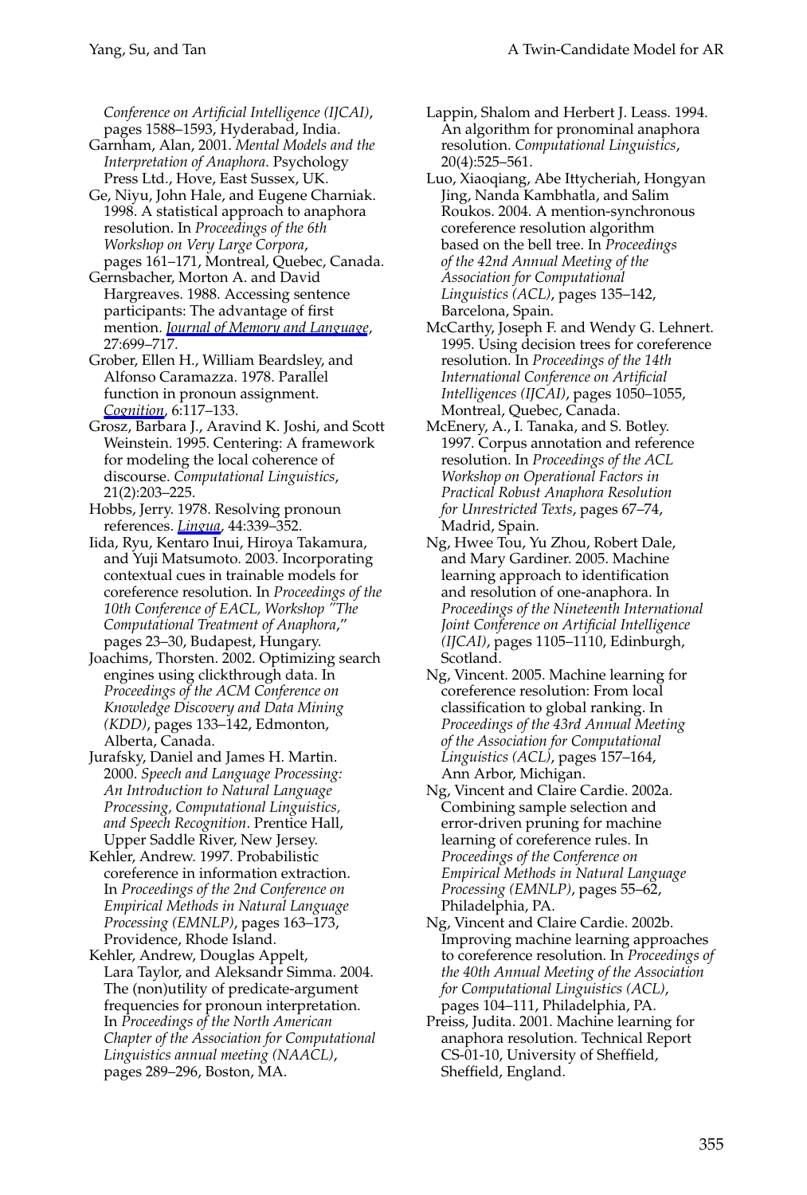*Conference on Artificial Intelligence (IJCAI)*, pages 1588–1593, Hyderabad, India.

Garnham, Alan, 2001. *Mental Models and the Interpretation of Anaphora*. Psychology Press Ltd., Hove, East Sussex, UK.

Ge, Niyu, John Hale, and Eugene Charniak. 1998. A statistical approach to anaphora resolution. In *Proceedings of the 6th Workshop on Very Large Corpora*, pages 161–171, Montreal, Quebec, Canada.

Gernsbacher, Morton A. and David Hargreaves. 1988. Accessing sentence participants: The advantage of first mention. *Journal of Memory and Language*, 27:699–717.

Grober, Ellen H., William Beardsley, and Alfonso Caramazza. 1978. Parallel function in pronoun assignment. *Cognition*, 6:117–133.

Grosz, Barbara J., Aravind K. Joshi, and Scott Weinstein. 1995. Centering: A framework for modeling the local coherence of discourse. *Computational Linguistics*, 21(2):203–225.

Hobbs, Jerry. 1978. Resolving pronoun references. *Lingua*, 44:339–352.

Iida, Ryu, Kentaro Inui, Hiroya Takamura, and Yuji Matsumoto. 2003. Incorporating contextual cues in trainable models for coreference resolution. In *Proceedings of the 10th Conference of EACL, Workshop "The Computational Treatment of Anaphora*," pages 23–30, Budapest, Hungary.

Joachims, Thorsten. 2002. Optimizing search engines using clickthrough data. In *Proceedings of the ACM Conference on Knowledge Discovery and Data Mining (KDD)*, pages 133–142, Edmonton, Alberta, Canada.

Jurafsky, Daniel and James H. Martin. 2000. *Speech and Language Processing: An Introduction to Natural Language Processing, Computational Linguistics, and Speech Recognition*. Prentice Hall, Upper Saddle River, New Jersey.

Kehler, Andrew. 1997. Probabilistic coreference in information extraction. In *Proceedings of the 2nd Conference on Empirical Methods in Natural Language Processing (EMNLP)*, pages 163–173, Providence, Rhode Island.

Kehler, Andrew, Douglas Appelt, Lara Taylor, and Aleksandr Simma. 2004. The (non)utility of predicate-argument frequencies for pronoun interpretation. In *Proceedings of the North American Chapter of the Association for Computational Linguistics annual meeting (NAACL)*, pages 289–296, Boston, MA.

Lappin, Shalom and Herbert J. Leass. 1994. An algorithm for pronominal anaphora resolution. *Computational Linguistics*, 20(4):525–561.

Luo, Xiaoqiang, Abe Ittycheriah, Hongyan Jing, Nanda Kambhatla, and Salim Roukos. 2004. A mention-synchronous coreference resolution algorithm based on the bell tree. In *Proceedings of the 42nd Annual Meeting of the Association for Computational Linguistics (ACL)*, pages 135–142, Barcelona, Spain.

McCarthy, Joseph F. and Wendy G. Lehnert. 1995. Using decision trees for coreference resolution. In *Proceedings of the 14th International Conference on Artificial Intelligences (IJCAI)*, pages 1050–1055, Montreal, Quebec, Canada.

McEnery, A., I. Tanaka, and S. Botley. 1997. Corpus annotation and reference resolution. In *Proceedings of the ACL Workshop on Operational Factors in Practical Robust Anaphora Resolution for Unrestricted Texts*, pages 67–74, Madrid, Spain.

Ng, Hwee Tou, Yu Zhou, Robert Dale, and Mary Gardiner. 2005. Machine learning approach to identification and resolution of one-anaphora. In *Proceedings of the Nineteenth International Joint Conference on Artificial Intelligence (IJCAI)*, pages 1105–1110, Edinburgh, Scotland.

Ng, Vincent. 2005. Machine learning for coreference resolution: From local classification to global ranking. In *Proceedings of the 43rd Annual Meeting of the Association for Computational Linguistics (ACL)*, pages 157–164, Ann Arbor, Michigan.

Ng, Vincent and Claire Cardie. 2002a. Combining sample selection and error-driven pruning for machine learning of coreference rules. In *Proceedings of the Conference on Empirical Methods in Natural Language Processing (EMNLP)*, pages 55–62, Philadelphia, PA.

Ng, Vincent and Claire Cardie. 2002b. Improving machine learning approaches to coreference resolution. In *Proceedings of the 40th Annual Meeting of the Association for Computational Linguistics (ACL)*, pages 104–111, Philadelphia, PA.

Preiss, Judita. 2001. Machine learning for anaphora resolution. Technical Report CS-01-10, University of Sheffield, Sheffield, England.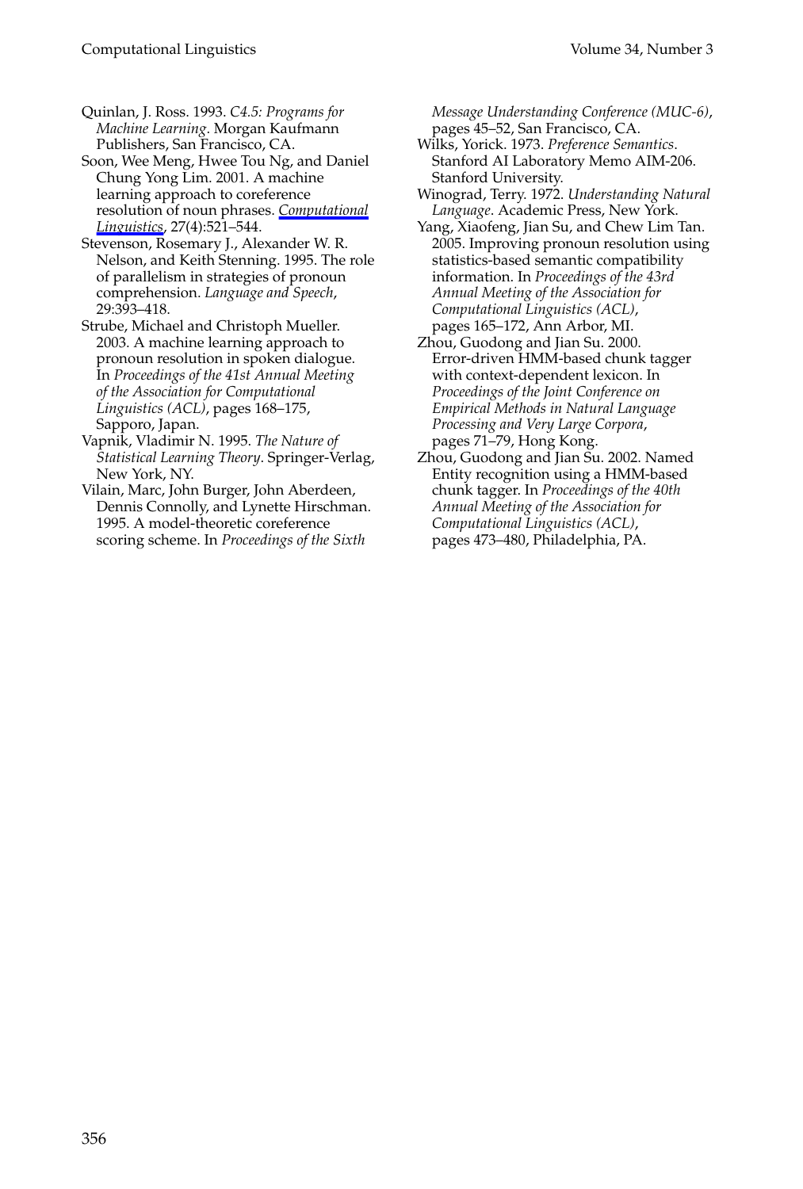Quinlan, J. Ross. 1993. *C4.5: Programs for Machine Learning*. Morgan Kaufmann Publishers, San Francisco, CA.

Soon, Wee Meng, Hwee Tou Ng, and Daniel Chung Yong Lim. 2001. A machine learning approach to coreference resolution of noun phrases. *Computational Linguistics*, 27(4):521–544.

Stevenson, Rosemary J., Alexander W. R. Nelson, and Keith Stenning. 1995. The role of parallelism in strategies of pronoun comprehension. *Language and Speech*, 29:393–418.

Strube, Michael and Christoph Mueller. 2003. A machine learning approach to pronoun resolution in spoken dialogue. In *Proceedings of the 41st Annual Meeting of the Association for Computational Linguistics (ACL)*, pages 168–175, Sapporo, Japan.

Vapnik, Vladimir N. 1995. *The Nature of Statistical Learning Theory*. Springer-Verlag, New York, NY.

Vilain, Marc, John Burger, John Aberdeen, Dennis Connolly, and Lynette Hirschman. 1995. A model-theoretic coreference scoring scheme. In *Proceedings of the Sixth Message Understanding Conference (MUC-6)*, pages 45–52, San Francisco, CA.

Wilks, Yorick. 1973. *Preference Semantics*. Stanford AI Laboratory Memo AIM-206. Stanford University.

Winograd, Terry. 1972. *Understanding Natural Language*. Academic Press, New York.

Yang, Xiaofeng, Jian Su, and Chew Lim Tan. 2005. Improving pronoun resolution using statistics-based semantic compatibility information. In *Proceedings of the 43rd Annual Meeting of the Association for Computational Linguistics (ACL)*, pages 165–172, Ann Arbor, MI.

Zhou, Guodong and Jian Su. 2000. Error-driven HMM-based chunk tagger with context-dependent lexicon. In *Proceedings of the Joint Conference on Empirical Methods in Natural Language Processing and Very Large Corpora*, pages 71–79, Hong Kong.

Zhou, Guodong and Jian Su. 2002. Named Entity recognition using a HMM-based chunk tagger. In *Proceedings of the 40th Annual Meeting of the Association for Computational Linguistics (ACL)*, pages 473–480, Philadelphia, PA.